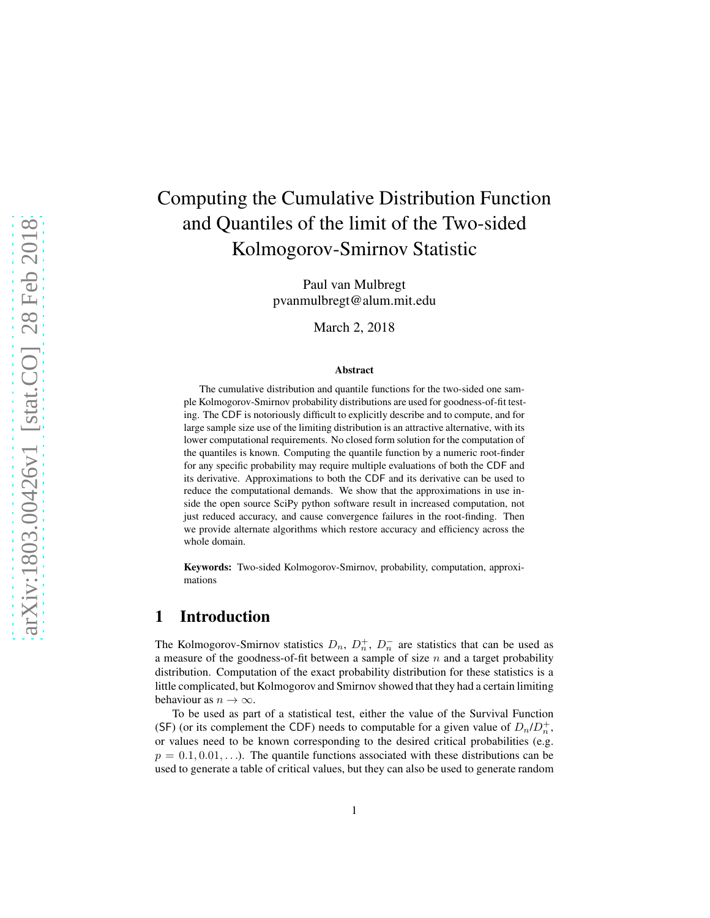# Computing the Cumulative Distribution Function and Quantiles of the limit of the Two-sided Kolmogorov-Smirnov Statistic

Paul van Mulbregt
pvanmulbregt@alum.mit.edu

March 2, 2018

### Abstract

The cumulative distribution and quantile functions for the two-sided one sample Kolmogorov-Smirnov probability distributions are used for goodness-of-fit testing. The CDF is notoriously difficult to explicitly describe and to compute, and for large sample size use of the limiting distribution is an attractive alternative, with its lower computational requirements. No closed form solution for the computation of the quantiles is known. Computing the quantile function by a numeric root-finder for any specific probability may require multiple evaluations of both the CDF and its derivative. Approximations to both the CDF and its derivative can be used to reduce the computational demands. We show that the approximations in use inside the open source SciPy python software result in increased computation, not just reduced accuracy, and cause convergence failures in the root-finding. Then we provide alternate algorithms which restore accuracy and efficiency across the whole domain.

**Keywords:** Two-sided Kolmogorov-Smirnov, probability, computation, approximations

## 1 Introduction

The Kolmogorov-Smirnov statistics $D_n$, $D_n^+$, $D_n^-$ are statistics that can be used as a measure of the goodness-of-fit between a sample of size $n$ and a target probability distribution. Computation of the exact probability distribution for these statistics is a little complicated, but Kolmogorov and Smirnov showed that they had a certain limiting behaviour as $n \to \infty$.

To be used as part of a statistical test, either the value of the Survival Function (SF) (or its complement the CDF) needs to computable for a given value of $D_n/D_n^+$, or values need to be known corresponding to the desired critical probabilities (e.g. $p = 0.1, 0.01, \ldots$). The quantile functions associated with these distributions can be used to generate a table of critical values, but they can also be used to generate random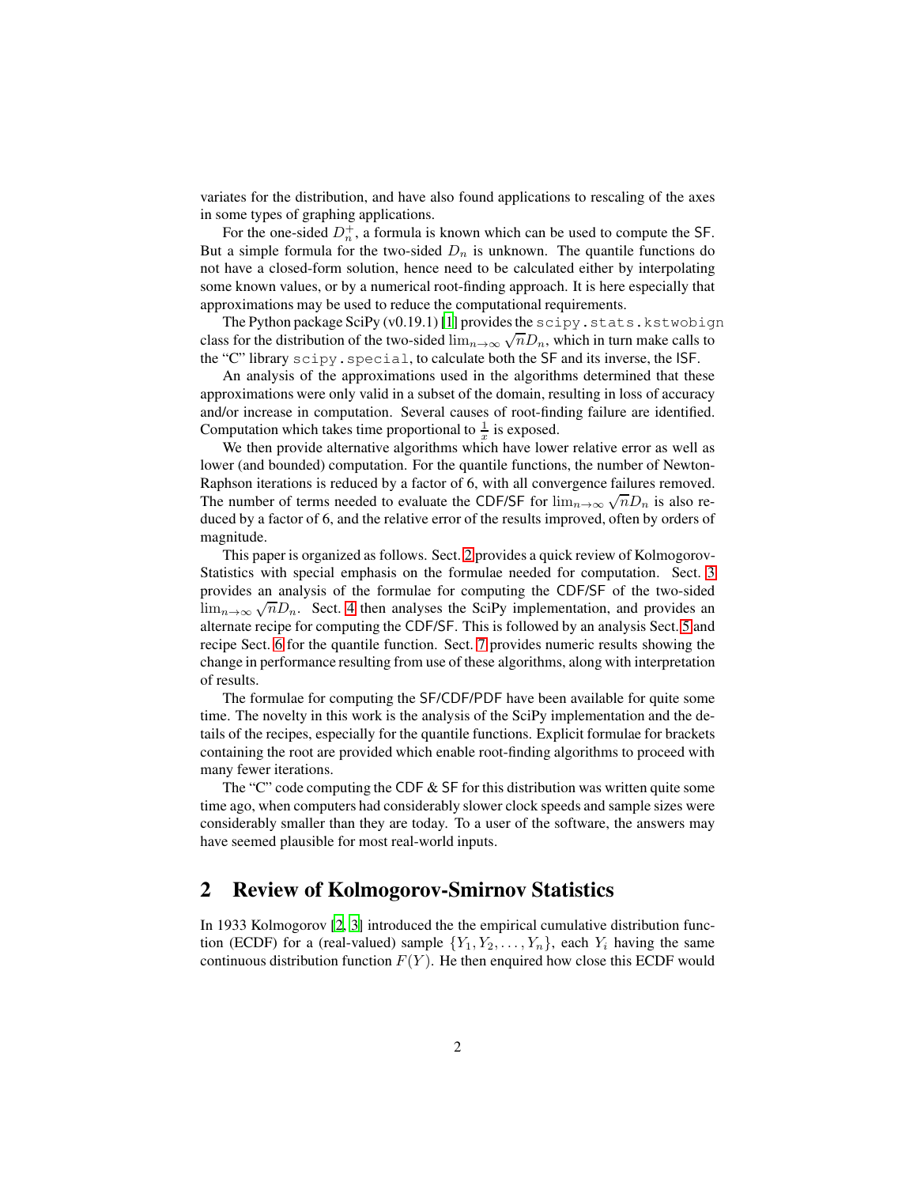variates for the distribution, and have also found applications to rescaling of the axes in some types of graphing applications.

For the one-sided $D_n^+$, a formula is known which can be used to compute the SF. But a simple formula for the two-sided $D_n$ is unknown. The quantile functions do not have a closed-form solution, hence need to be calculated either by interpolating some known values, or by a numerical root-finding approach. It is here especially that approximations may be used to reduce the computational requirements.

The Python package SciPy (v0.19.1) [1] provides the `scipy.stats.kstwobign` class for the distribution of the two-sided $\lim_{n\to\infty} \sqrt{n}D_n$, which in turn make calls to the "C" library `scipy.special`, to calculate both the SF and its inverse, the ISF.

An analysis of the approximations used in the algorithms determined that these approximations were only valid in a subset of the domain, resulting in loss of accuracy and/or increase in computation. Several causes of root-finding failure are identified. Computation which takes time proportional to $\frac{1}{x}$ is exposed.

We then provide alternative algorithms which have lower relative error as well as lower (and bounded) computation. For the quantile functions, the number of Newton-Raphson iterations is reduced by a factor of 6, with all convergence failures removed. The number of terms needed to evaluate the CDF/SF for $\lim_{n\to\infty} \sqrt{n}D_n$ is also reduced by a factor of 6, and the relative error of the results improved, often by orders of magnitude.

This paper is organized as follows. Sect. 2 provides a quick review of Kolmogorov-Statistics with special emphasis on the formulae needed for computation. Sect. 3 provides an analysis of the formulae for computing the CDF/SF of the two-sided $\lim_{n\to\infty} \sqrt{n}D_n$. Sect. 4 then analyses the SciPy implementation, and provides an alternate recipe for computing the CDF/SF. This is followed by an analysis Sect. 5 and recipe Sect. 6 for the quantile function. Sect. 7 provides numeric results showing the change in performance resulting from use of these algorithms, along with interpretation of results.

The formulae for computing the SF/CDF/PDF have been available for quite some time. The novelty in this work is the analysis of the SciPy implementation and the details of the recipes, especially for the quantile functions. Explicit formulae for brackets containing the root are provided which enable root-finding algorithms to proceed with many fewer iterations.

The "C" code computing the CDF & SF for this distribution was written quite some time ago, when computers had considerably slower clock speeds and sample sizes were considerably smaller than they are today. To a user of the software, the answers may have seemed plausible for most real-world inputs.

## 2 Review of Kolmogorov-Smirnov Statistics

In 1933 Kolmogorov [2, 3] introduced the the empirical cumulative distribution function (ECDF) for a (real-valued) sample $\{Y_1, Y_2, \ldots, Y_n\}$, each $Y_i$ having the same continuous distribution function $F(Y)$. He then enquired how close this ECDF would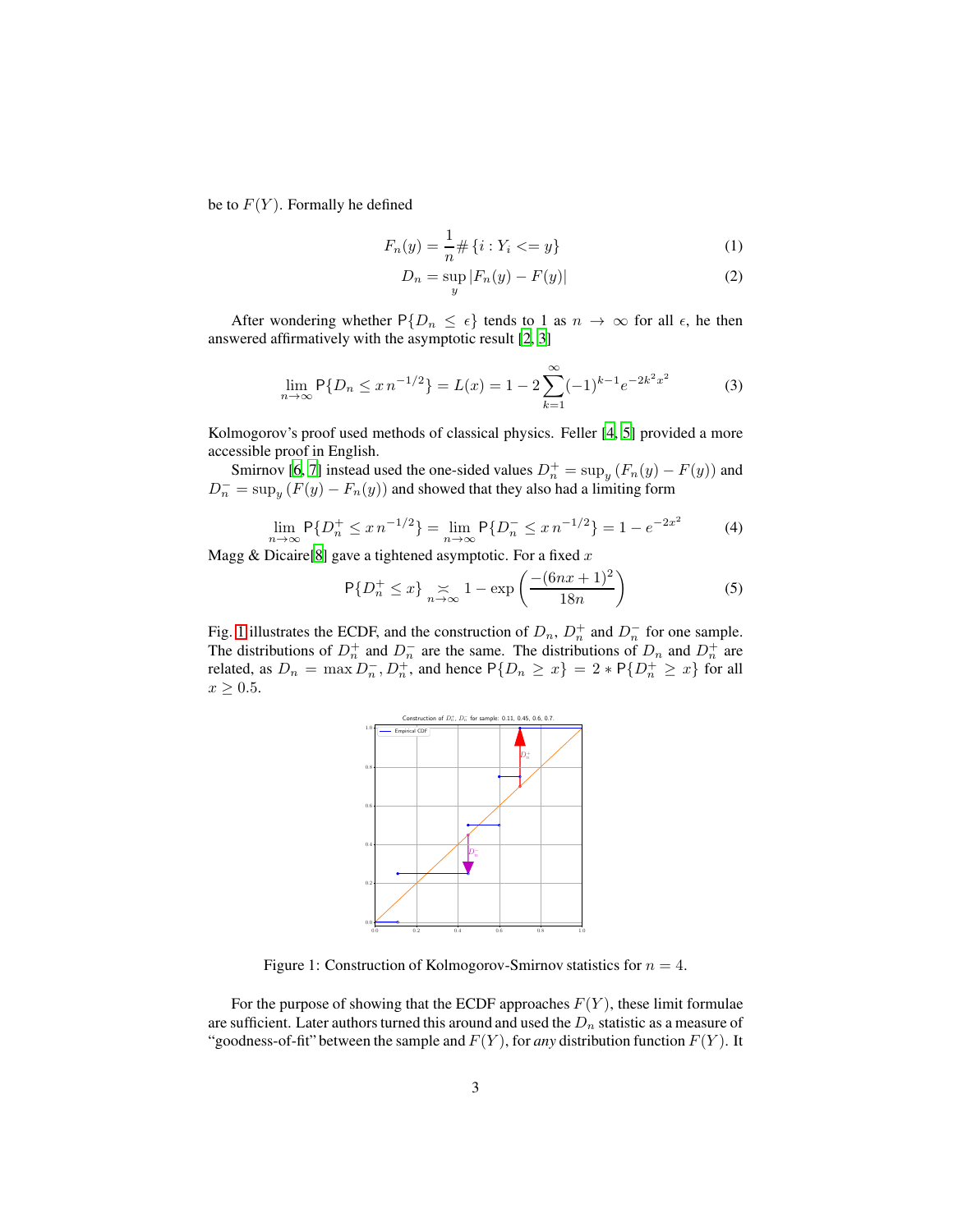be to $F(Y)$. Formally he defined

$$F_n(y) = \frac{1}{n}\#\{i : Y_i <= y\} \tag{1}$$

$$D_n = \sup_y |F_n(y) - F(y)| \tag{2}$$

After wondering whether $\mathsf{P}\{D_n \leq \epsilon\}$ tends to 1 as $n \to \infty$ for all $\epsilon$, he then answered affirmatively with the asymptotic result [2, 3]

$$\lim_{n\to\infty} \mathsf{P}\{D_n \leq x\, n^{-1/2}\} = L(x) = 1 - 2\sum_{k=1}^{\infty}(-1)^{k-1}e^{-2k^2x^2} \tag{3}$$

Kolmogorov's proof used methods of classical physics. Feller [4, 5] provided a more accessible proof in English.

Smirnov [6, 7] instead used the one-sided values $D_n^+ = \sup_y (F_n(y) - F(y))$ and $D_n^- = \sup_y (F(y) - F_n(y))$ and showed that they also had a limiting form

$$\lim_{n\to\infty} \mathsf{P}\{D_n^+ \leq x\, n^{-1/2}\} = \lim_{n\to\infty} \mathsf{P}\{D_n^- \leq x\, n^{-1/2}\} = 1 - e^{-2x^2} \tag{4}$$

Magg & Dicaire[8] gave a tightened asymptotic. For a fixed $x$

$$\mathsf{P}\{D_n^+ \leq x\} \underset{n\to\infty}{\asymp} 1 - \exp\left(\frac{-(6nx+1)^2}{18n}\right) \tag{5}$$

Fig. 1 illustrates the ECDF, and the construction of $D_n$, $D_n^+$ and $D_n^-$ for one sample. The distributions of $D_n^+$ and $D_n^-$ are the same. The distributions of $D_n$ and $D_n^+$ are related, as $D_n = \max D_n^-, D_n^+$, and hence $\mathsf{P}\{D_n \geq x\} = 2 * \mathsf{P}\{D_n^+ \geq x\}$ for all $x \geq 0.5$.

Figure 1: Construction of Kolmogorov-Smirnov statistics for $n = 4$.

For the purpose of showing that the ECDF approaches $F(Y)$, these limit formulae are sufficient. Later authors turned this around and used the $D_n$ statistic as a measure of "goodness-of-fit" between the sample and $F(Y)$, for *any* distribution function $F(Y)$. It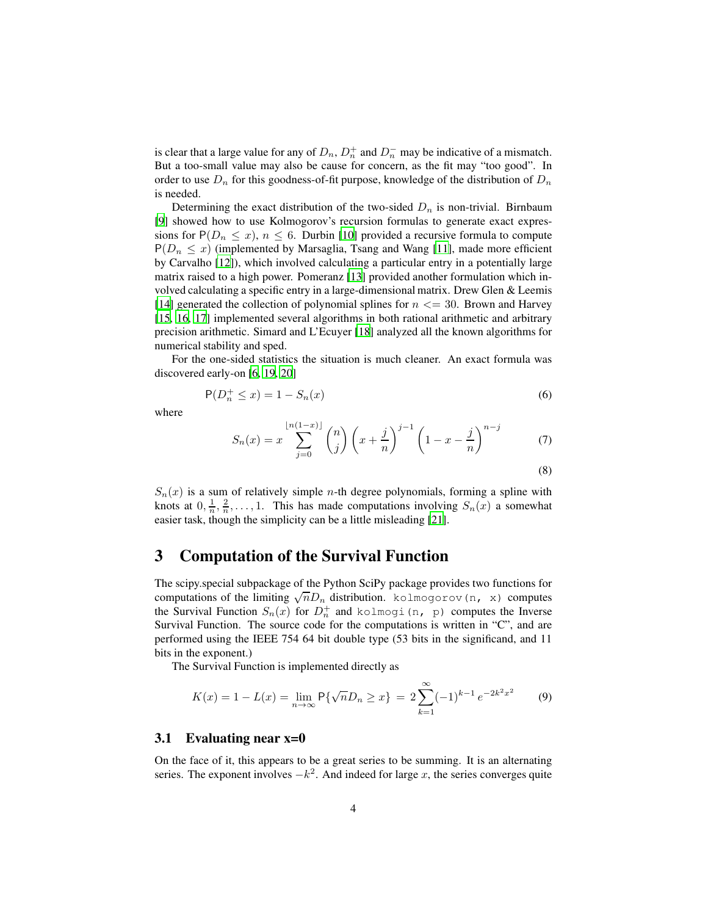is clear that a large value for any of $D_n$, $D_n^+$ and $D_n^-$ may be indicative of a mismatch. But a too-small value may also be cause for concern, as the fit may "too good". In order to use $D_n$ for this goodness-of-fit purpose, knowledge of the distribution of $D_n$ is needed.

Determining the exact distribution of the two-sided $D_n$ is non-trivial. Birnbaum [9] showed how to use Kolmogorov's recursion formulas to generate exact expressions for $\mathsf{P}(D_n \leq x)$, $n \leq 6$. Durbin [10] provided a recursive formula to compute $\mathsf{P}(D_n \leq x)$ (implemented by Marsaglia, Tsang and Wang [11], made more efficient by Carvalho [12]), which involved calculating a particular entry in a potentially large matrix raised to a high power. Pomeranz [13] provided another formulation which involved calculating a specific entry in a large-dimensional matrix. Drew Glen & Leemis [14] generated the collection of polynomial splines for $n <= 30$. Brown and Harvey [15, 16, 17] implemented several algorithms in both rational arithmetic and arbitrary precision arithmetic. Simard and L'Ecuyer [18] analyzed all the known algorithms for numerical stability and sped.

For the one-sided statistics the situation is much cleaner. An exact formula was discovered early-on [6, 19, 20]

$$\mathsf{P}(D_n^+ \leq x) = 1 - S_n(x) \tag{6}$$

where

$$S_n(x) = x \sum_{j=0}^{\lfloor n(1-x) \rfloor} \binom{n}{j} \left(x + \frac{j}{n}\right)^{j-1} \left(1 - x - \frac{j}{n}\right)^{n-j} \tag{7}$$

$$\tag{8}$$

$S_n(x)$ is a sum of relatively simple $n$-th degree polynomials, forming a spline with knots at $0, \frac{1}{n}, \frac{2}{n}, \ldots, 1$. This has made computations involving $S_n(x)$ a somewhat easier task, though the simplicity can be a little misleading [21].

## 3 Computation of the Survival Function

The scipy.special subpackage of the Python SciPy package provides two functions for computations of the limiting $\sqrt{n}D_n$ distribution. `kolmogorov(n, x)` computes the Survival Function $S_n(x)$ for $D_n^+$ and `kolmogi(n, p)` computes the Inverse Survival Function. The source code for the computations is written in "C", and are performed using the IEEE 754 64 bit double type (53 bits in the significand, and 11 bits in the exponent.)

The Survival Function is implemented directly as

$$K(x) = 1 - L(x) = \lim_{n\to\infty} \mathsf{P}\{\sqrt{n}D_n \geq x\} \; = \; 2\sum_{k=1}^{\infty} (-1)^{k-1} \, e^{-2k^2x^2} \tag{9}$$

### 3.1 Evaluating near x=0

On the face of it, this appears to be a great series to be summing. It is an alternating series. The exponent involves $-k^2$. And indeed for large $x$, the series converges quite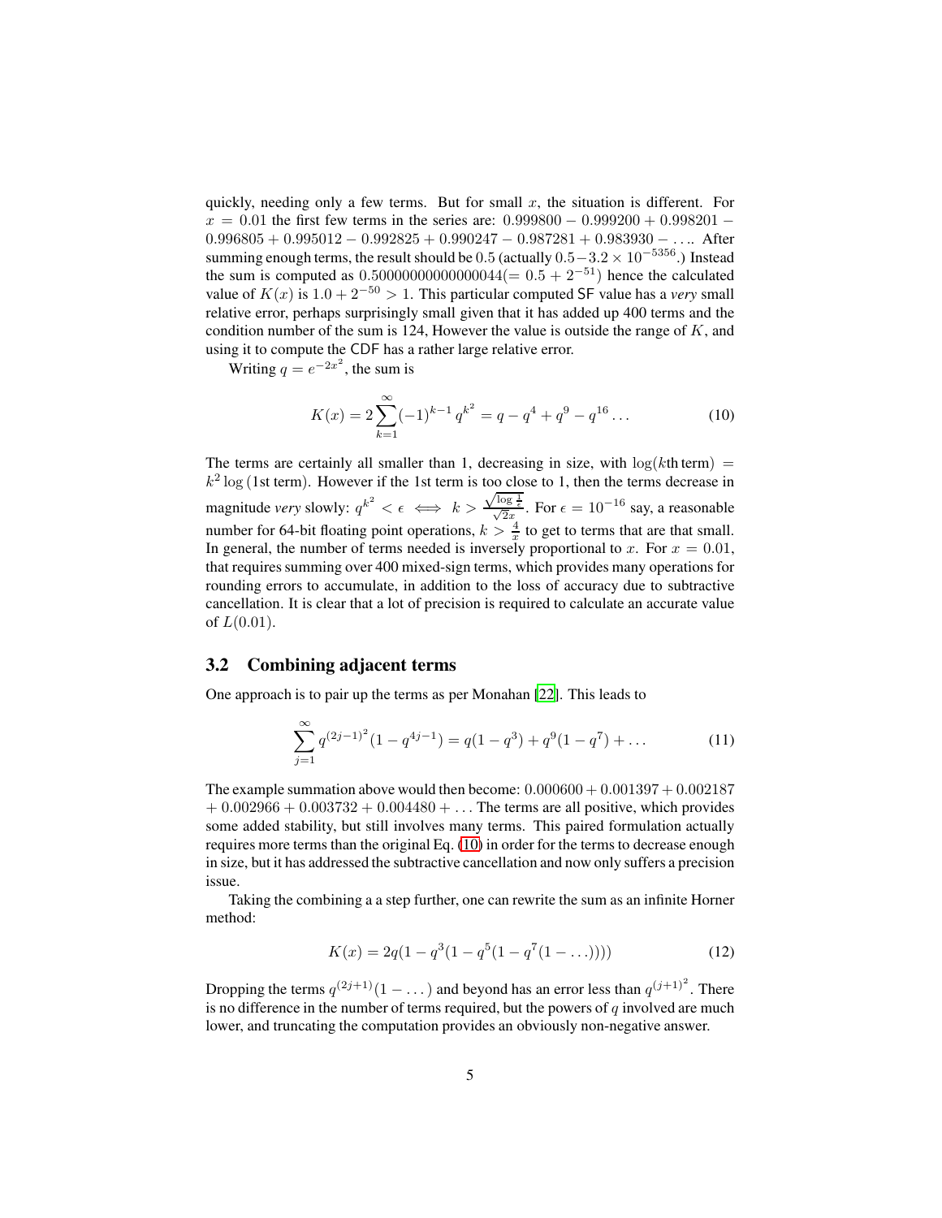quickly, needing only a few terms. But for small $x$, the situation is different. For $x = 0.01$ the first few terms in the series are: $0.999800 - 0.999200 + 0.998201 - 0.996805 + 0.995012 - 0.992825 + 0.990247 - 0.987281 + 0.983930 - \ldots$. After summing enough terms, the result should be $0.5$ (actually $0.5 - 3.2 \times 10^{-5356}$.) Instead the sum is computed as $0.50000000000000044 (= 0.5 + 2^{-51})$ hence the calculated value of $K(x)$ is $1.0 + 2^{-50} > 1$. This particular computed SF value has a *very* small relative error, perhaps surprisingly small given that it has added up 400 terms and the condition number of the sum is 124, However the value is outside the range of $K$, and using it to compute the CDF has a rather large relative error.

Writing $q = e^{-2x^2}$, the sum is

$$K(x) = 2\sum_{k=1}^{\infty}(-1)^{k-1} q^{k^2} = q - q^4 + q^9 - q^{16} \ldots \tag{10}$$

The terms are certainly all smaller than 1, decreasing in size, with $\log(k\text{th term}) = k^2 \log(\text{1st term})$. However if the 1st term is too close to 1, then the terms decrease in magnitude *very* slowly: $q^{k^2} < \epsilon \iff k > \frac{\sqrt{\log \frac{1}{\epsilon}}}{\sqrt{2}x}$. For $\epsilon = 10^{-16}$ say, a reasonable number for 64-bit floating point operations, $k > \frac{4}{x}$ to get to terms that are that small. In general, the number of terms needed is inversely proportional to $x$. For $x = 0.01$, that requires summing over 400 mixed-sign terms, which provides many operations for rounding errors to accumulate, in addition to the loss of accuracy due to subtractive cancellation. It is clear that a lot of precision is required to calculate an accurate value of $L(0.01)$.

### 3.2 Combining adjacent terms

One approach is to pair up the terms as per Monahan [22]. This leads to

$$\sum_{j=1}^{\infty} q^{(2j-1)^2}(1 - q^{4j-1}) = q(1 - q^3) + q^9(1 - q^7) + \ldots \tag{11}$$

The example summation above would then become: $0.000600 + 0.001397 + 0.002187 + 0.002966 + 0.003732 + 0.004480 + \ldots$ The terms are all positive, which provides some added stability, but still involves many terms. This paired formulation actually requires more terms than the original Eq. (10) in order for the terms to decrease enough in size, but it has addressed the subtractive cancellation and now only suffers a precision issue.

Taking the combining a a step further, one can rewrite the sum as an infinite Horner method:

$$K(x) = 2q(1 - q^3(1 - q^5(1 - q^7(1 - \ldots)))) \tag{12}$$

Dropping the terms $q^{(2j+1)}(1 - \ldots)$ and beyond has an error less than $q^{(j+1)^2}$. There is no difference in the number of terms required, but the powers of $q$ involved are much lower, and truncating the computation provides an obviously non-negative answer.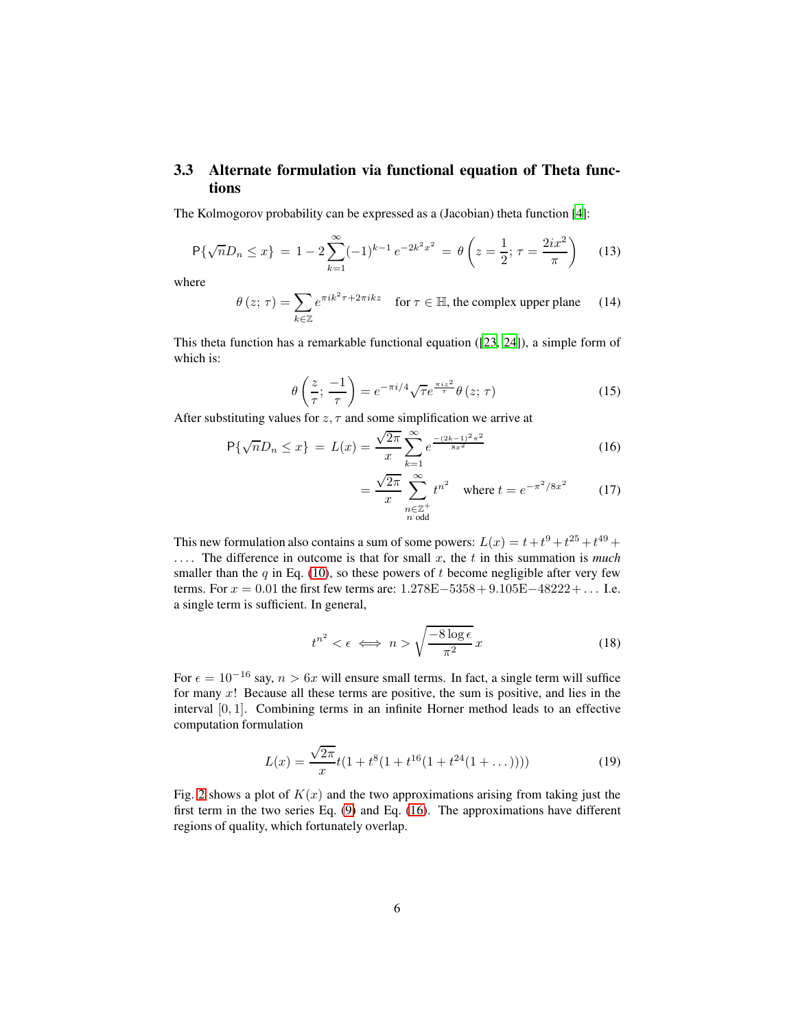### 3.3 Alternate formulation via functional equation of Theta functions

The Kolmogorov probability can be expressed as a (Jacobian) theta function [4]:

$$\mathsf{P}\{\sqrt{n}D_n \le x\} \;=\; 1 - 2\sum_{k=1}^{\infty}(-1)^{k-1}\, e^{-2k^2x^2} \;=\; \theta\left(z = \frac{1}{2};\, \tau = \frac{2ix^2}{\pi}\right) \tag{13}$$

where

$$\theta\left(z;\,\tau\right) = \sum_{k\in\mathbb{Z}} e^{\pi i k^2 \tau + 2\pi i k z} \quad \text{for } \tau \in \mathbb{H}, \text{the complex upper plane} \tag{14}$$

This theta function has a remarkable functional equation ([23, 24]), a simple form of which is:

$$\theta\left(\frac{z}{\tau};\, \frac{-1}{\tau}\right) = e^{-\pi i/4}\sqrt{\tau}e^{\frac{\pi i z^2}{\tau}}\theta\left(z;\,\tau\right) \tag{15}$$

After substituting values for $z, \tau$ and some simplification we arrive at

$$\mathsf{P}\{\sqrt{n}D_n \le x\} \;=\; L(x) = \frac{\sqrt{2\pi}}{x}\sum_{k=1}^{\infty} e^{\frac{-(2k-1)^2\pi^2}{8x^2}} \tag{16}$$

$$= \frac{\sqrt{2\pi}}{x}\sum_{\substack{n\in\mathbb{Z}^+ \\ n \text{ odd}}}^{\infty} t^{n^2} \quad \text{where } t = e^{-\pi^2/8x^2} \tag{17}$$

This new formulation also contains a sum of some powers: $L(x) = t + t^9 + t^{25} + t^{49} + \ldots$. The difference in outcome is that for small $x$, the $t$ in this summation is *much* smaller than the $q$ in Eq. (10), so these powers of $t$ become negligible after very few terms. For $x = 0.01$ the first few terms are: $1.278\text{E}{-5358} + 9.105\text{E}{-48222} + \ldots$ I.e. a single term is sufficient. In general,

$$t^{n^2} < \epsilon \iff n > \sqrt{\frac{-8\log\epsilon}{\pi^2}}\,x \tag{18}$$

For $\epsilon = 10^{-16}$ say, $n > 6x$ will ensure small terms. In fact, a single term will suffice for many $x$! Because all these terms are positive, the sum is positive, and lies in the interval $[0, 1]$. Combining terms in an infinite Horner method leads to an effective computation formulation

$$L(x) = \frac{\sqrt{2\pi}}{x}t(1 + t^8(1 + t^{16}(1 + t^{24}(1 + \ldots)))) \tag{19}$$

Fig. 2 shows a plot of $K(x)$ and the two approximations arising from taking just the first term in the two series Eq. (9) and Eq. (16). The approximations have different regions of quality, which fortunately overlap.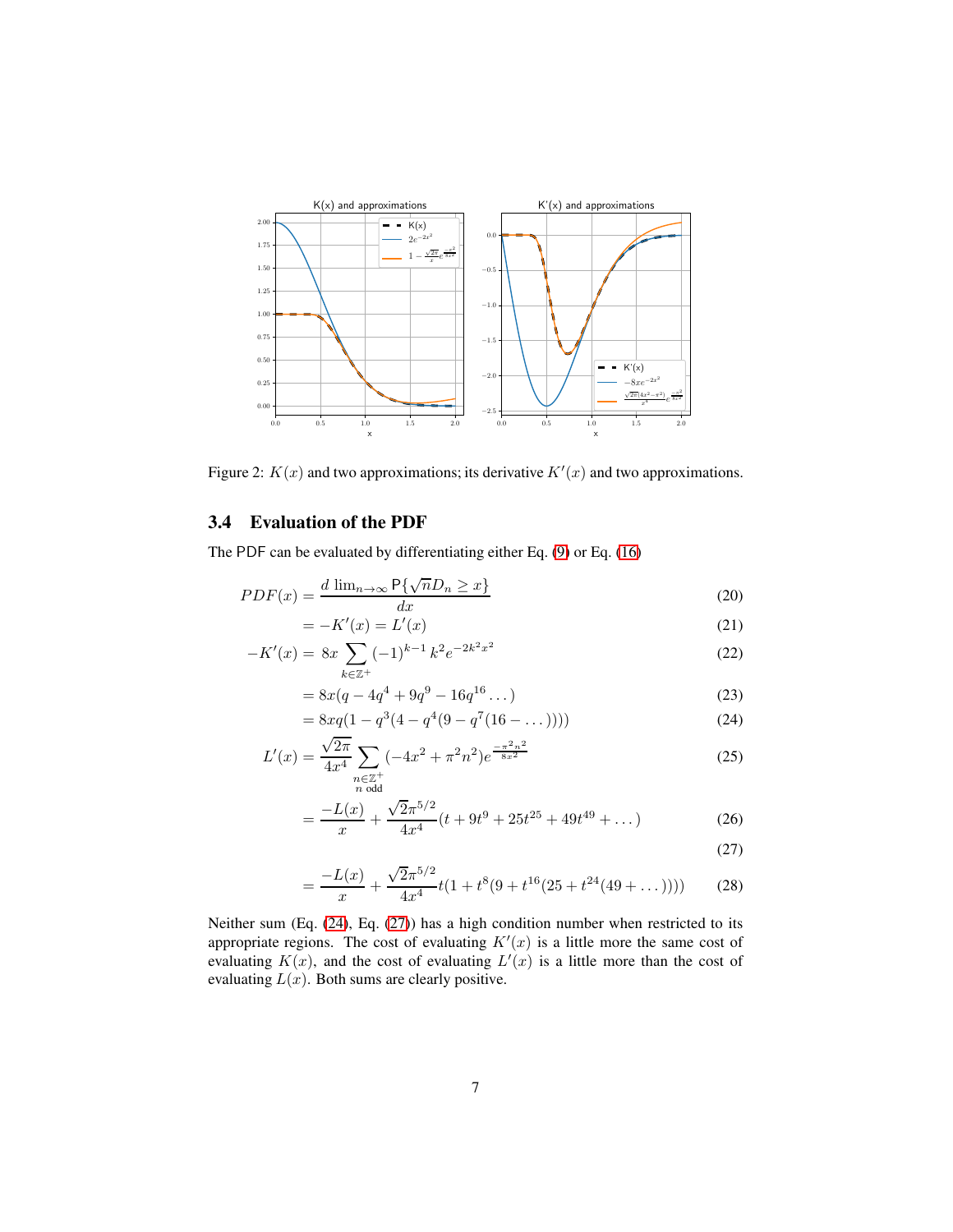Figure 2: $K(x)$ and two approximations; its derivative $K'(x)$ and two approximations.

### 3.4 Evaluation of the PDF

The PDF can be evaluated by differentiating either Eq. (9) or Eq. (16)

$$PDF(x) = \frac{d \lim_{n\to\infty} \mathsf{P}\{\sqrt{n}D_n \geq x\}}{dx} \tag{20}$$

$$= -K'(x) = L'(x) \tag{21}$$

$$-K'(x) = 8x \sum_{k\in\mathbb{Z}^+} (-1)^{k-1}\, k^2 e^{-2k^2x^2} \tag{22}$$

$$= 8x(q - 4q^4 + 9q^9 - 16q^{16} \dots) \tag{23}$$

$$= 8xq(1 - q^3(4 - q^4(9 - q^7(16 - \dots)))) \tag{24}$$

$$L'(x) = \frac{\sqrt{2\pi}}{4x^4} \sum_{\substack{n\in\mathbb{Z}^+ \\ n \text{ odd}}} (-4x^2 + \pi^2 n^2) e^{\frac{-\pi^2 n^2}{8x^2}} \tag{25}$$

$$= \frac{-L(x)}{x} + \frac{\sqrt{2}\pi^{5/2}}{4x^4}(t + 9t^9 + 25t^{25} + 49t^{49} + \dots) \tag{26}$$

$$\tag{27}$$

$$= \frac{-L(x)}{x} + \frac{\sqrt{2}\pi^{5/2}}{4x^4} t(1 + t^8(9 + t^{16}(25 + t^{24}(49 + \dots)))) \tag{28}$$

Neither sum (Eq. (24), Eq. (27)) has a high condition number when restricted to its appropriate regions. The cost of evaluating $K'(x)$ is a little more the same cost of evaluating $K(x)$, and the cost of evaluating $L'(x)$ is a little more than the cost of evaluating $L(x)$. Both sums are clearly positive.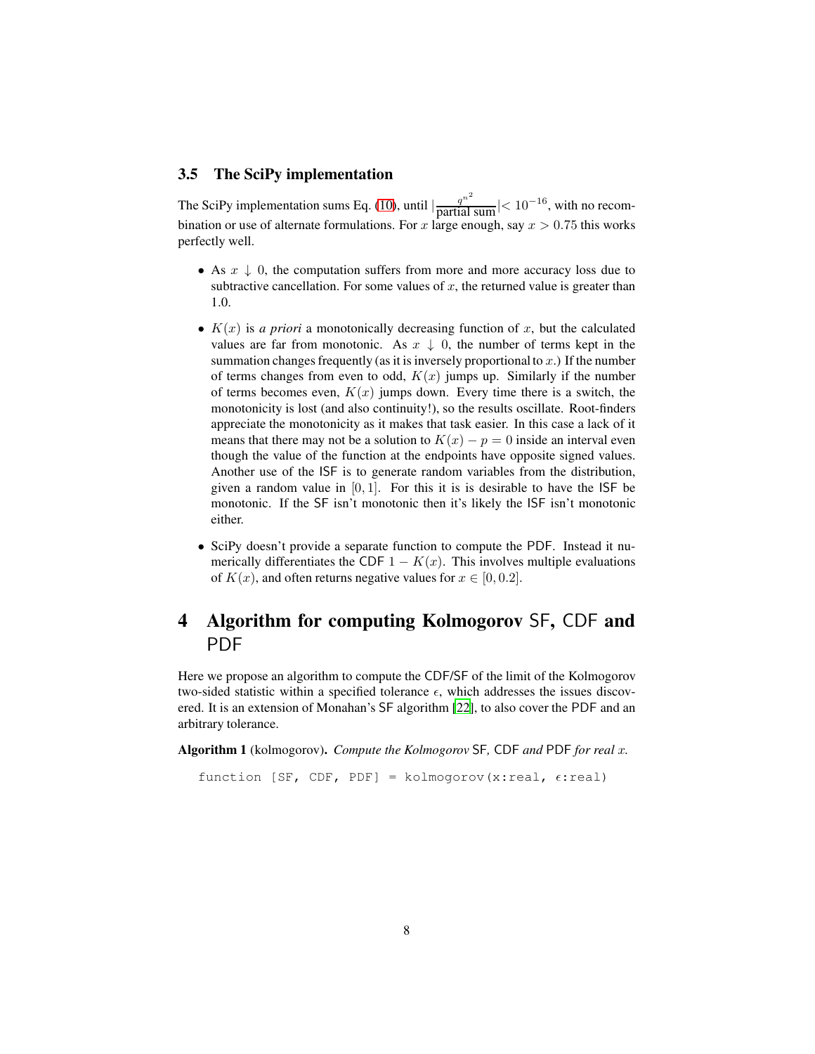### 3.5 The SciPy implementation

The SciPy implementation sums Eq. (10), until $\left|\frac{q^{n^2}}{\text{partial sum}}\right| < 10^{-16}$, with no recombination or use of alternate formulations. For $x$ large enough, say $x > 0.75$ this works perfectly well.

- As $x \downarrow 0$, the computation suffers from more and more accuracy loss due to subtractive cancellation. For some values of $x$, the returned value is greater than 1.0.
- $K(x)$ is *a priori* a monotonically decreasing function of $x$, but the calculated values are far from monotonic. As $x \downarrow 0$, the number of terms kept in the summation changes frequently (as it is inversely proportional to $x$.) If the number of terms changes from even to odd, $K(x)$ jumps up. Similarly if the number of terms becomes even, $K(x)$ jumps down. Every time there is a switch, the monotonicity is lost (and also continuity!), so the results oscillate. Root-finders appreciate the monotonicity as it makes that task easier. In this case a lack of it means that there may not be a solution to $K(x) - p = 0$ inside an interval even though the value of the function at the endpoints have opposite signed values. Another use of the ISF is to generate random variables from the distribution, given a random value in $[0, 1]$. For this it is is desirable to have the ISF be monotonic. If the SF isn't monotonic then it's likely the ISF isn't monotonic either.
- SciPy doesn't provide a separate function to compute the PDF. Instead it numerically differentiates the CDF $1 - K(x)$. This involves multiple evaluations of $K(x)$, and often returns negative values for $x \in [0, 0.2]$.

## 4 Algorithm for computing Kolmogorov SF, CDF and PDF

Here we propose an algorithm to compute the CDF/SF of the limit of the Kolmogorov two-sided statistic within a specified tolerance $\epsilon$, which addresses the issues discovered. It is an extension of Monahan's SF algorithm [22], to also cover the PDF and an arbitrary tolerance.

**Algorithm 1** (kolmogorov)**.** *Compute the Kolmogorov* SF*,* CDF *and* PDF *for real $x$.*

```
function [SF, CDF, PDF] = kolmogorov(x:real, ε:real)
```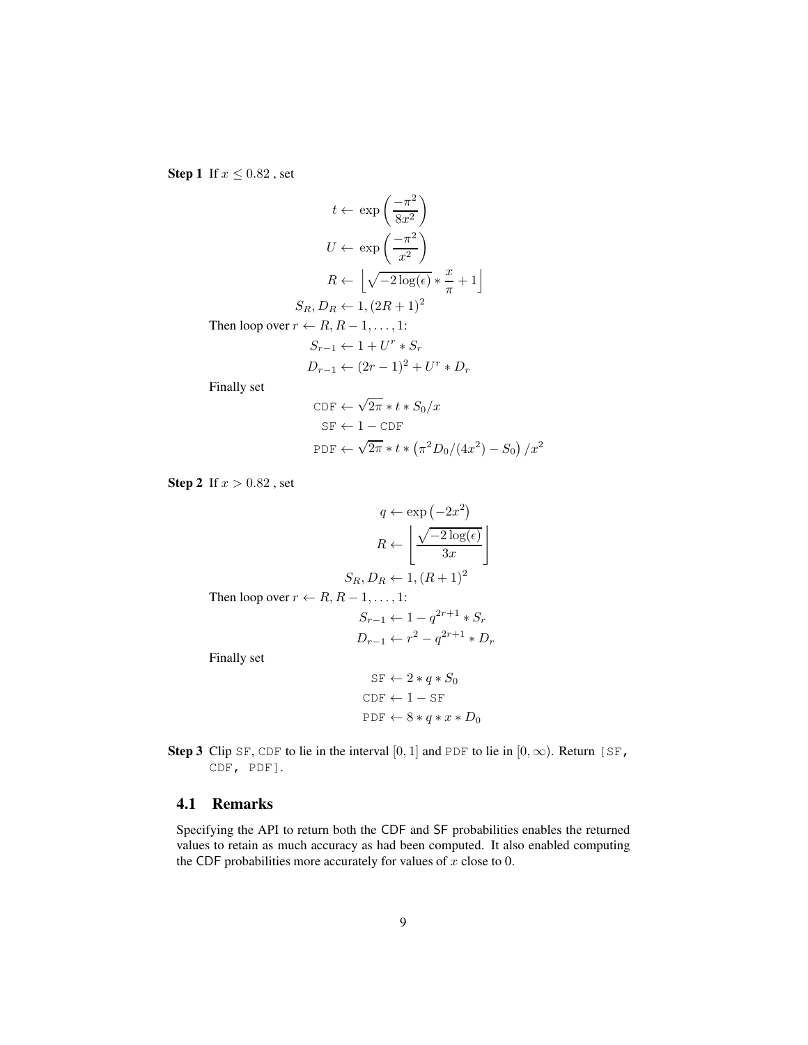**Step 1** If $x \le 0.82$ , set

$$t \leftarrow \exp\left(\frac{-\pi^2}{8x^2}\right)$$

$$U \leftarrow \exp\left(\frac{-\pi^2}{x^2}\right)$$

$$R \leftarrow \left\lfloor \sqrt{-2\log(\epsilon)} * \frac{x}{\pi} + 1 \right\rfloor$$

$$S_R, D_R \leftarrow 1, (2R+1)^2$$

Then loop over $r \leftarrow R, R-1, \ldots, 1$:

$$S_{r-1} \leftarrow 1 + U^r * S_r$$

$$D_{r-1} \leftarrow (2r-1)^2 + U^r * D_r$$

Finally set

$$\texttt{CDF} \leftarrow \sqrt{2\pi} * t * S_0/x$$

$$\texttt{SF} \leftarrow 1 - \texttt{CDF}$$

$$\texttt{PDF} \leftarrow \sqrt{2\pi} * t * \left(\pi^2 D_0/(4x^2) - S_0\right)/x^2$$

**Step 2** If $x > 0.82$ , set

$$q \leftarrow \exp\left(-2x^2\right)$$

$$R \leftarrow \left\lfloor \frac{\sqrt{-2\log(\epsilon)}}{3x} \right\rfloor$$

$$S_R, D_R \leftarrow 1, (R+1)^2$$

Then loop over $r \leftarrow R, R-1, \ldots, 1$:

$$S_{r-1} \leftarrow 1 - q^{2r+1} * S_r$$

$$D_{r-1} \leftarrow r^2 - q^{2r+1} * D_r$$

Finally set

$$\texttt{SF} \leftarrow 2 * q * S_0$$

$$\texttt{CDF} \leftarrow 1 - \texttt{SF}$$

$$\texttt{PDF} \leftarrow 8 * q * x * D_0$$

**Step 3** Clip `SF`, `CDF` to lie in the interval $[0, 1]$ and `PDF` to lie in $[0, \infty)$. Return `[SF, CDF, PDF]`.

## 4.1 Remarks

Specifying the API to return both the CDF and SF probabilities enables the returned values to retain as much accuracy as had been computed. It also enabled computing the CDF probabilities more accurately for values of $x$ close to 0.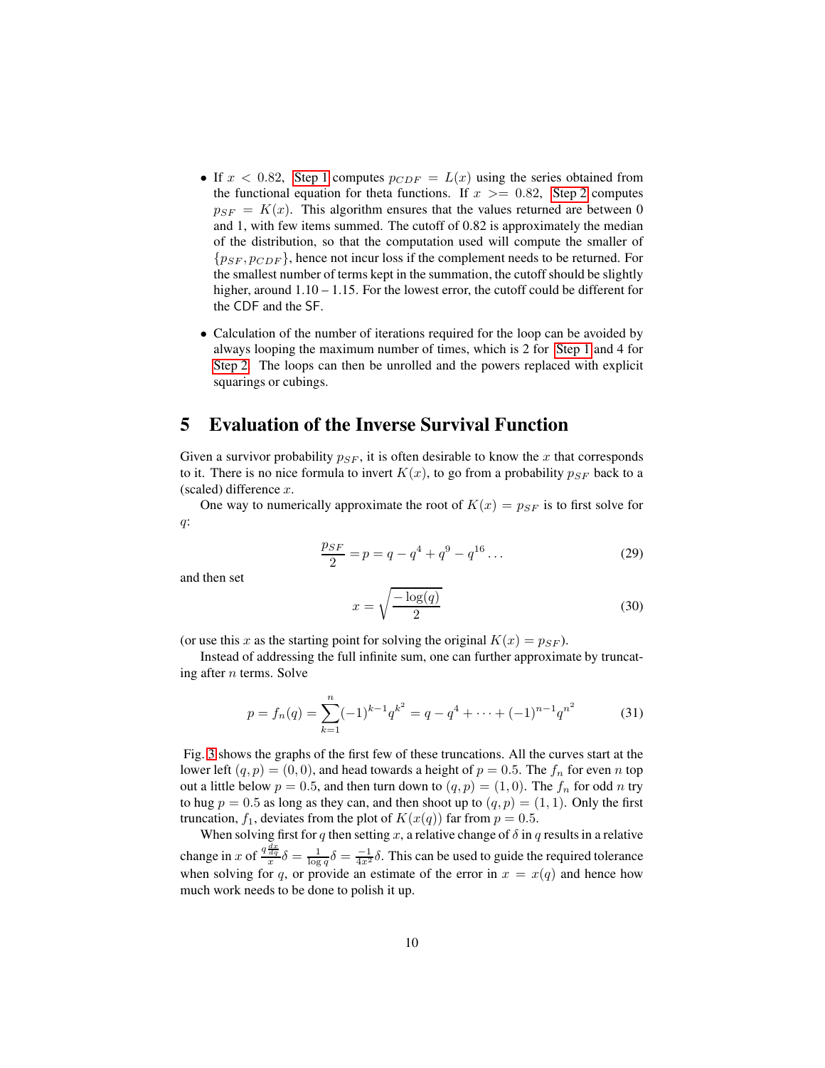- If $x < 0.82$, Step 1 computes $p_{CDF} = L(x)$ using the series obtained from the functional equation for theta functions. If $x >= 0.82$, Step 2 computes $p_{SF} = K(x)$. This algorithm ensures that the values returned are between 0 and 1, with few items summed. The cutoff of 0.82 is approximately the median of the distribution, so that the computation used will compute the smaller of $\{p_{SF}, p_{CDF}\}$, hence not incur loss if the complement needs to be returned. For the smallest number of terms kept in the summation, the cutoff should be slightly higher, around 1.10 – 1.15. For the lowest error, the cutoff could be different for the CDF and the SF.

- Calculation of the number of iterations required for the loop can be avoided by always looping the maximum number of times, which is 2 for Step 1 and 4 for Step 2. The loops can then be unrolled and the powers replaced with explicit squarings or cubings.

## 5 Evaluation of the Inverse Survival Function

Given a survivor probability $p_{SF}$, it is often desirable to know the $x$ that corresponds to it. There is no nice formula to invert $K(x)$, to go from a probability $p_{SF}$ back to a (scaled) difference $x$.

One way to numerically approximate the root of $K(x) = p_{SF}$ is to first solve for $q$:

$$\frac{p_{SF}}{2} = p = q - q^4 + q^9 - q^{16} \dots \tag{29}$$

and then set

$$x = \sqrt{\frac{-\log(q)}{2}} \tag{30}$$

(or use this $x$ as the starting point for solving the original $K(x) = p_{SF}$).

Instead of addressing the full infinite sum, one can further approximate by truncating after $n$ terms. Solve

$$p = f_n(q) = \sum_{k=1}^{n} (-1)^{k-1} q^{k^2} = q - q^4 + \cdots + (-1)^{n-1} q^{n^2} \tag{31}$$

Fig. 3 shows the graphs of the first few of these truncations. All the curves start at the lower left $(q, p) = (0, 0)$, and head towards a height of $p = 0.5$. The $f_n$ for even $n$ top out a little below $p = 0.5$, and then turn down to $(q, p) = (1, 0)$. The $f_n$ for odd $n$ try to hug $p = 0.5$ as long as they can, and then shoot up to $(q, p) = (1, 1)$. Only the first truncation, $f_1$, deviates from the plot of $K(x(q))$ far from $p = 0.5$.

When solving first for $q$ then setting $x$, a relative change of $\delta$ in $q$ results in a relative change in $x$ of $\frac{q \frac{dx}{dq}}{x} \delta = \frac{1}{\log q} \delta = \frac{-1}{4x^2} \delta$. This can be used to guide the required tolerance when solving for $q$, or provide an estimate of the error in $x = x(q)$ and hence how much work needs to be done to polish it up.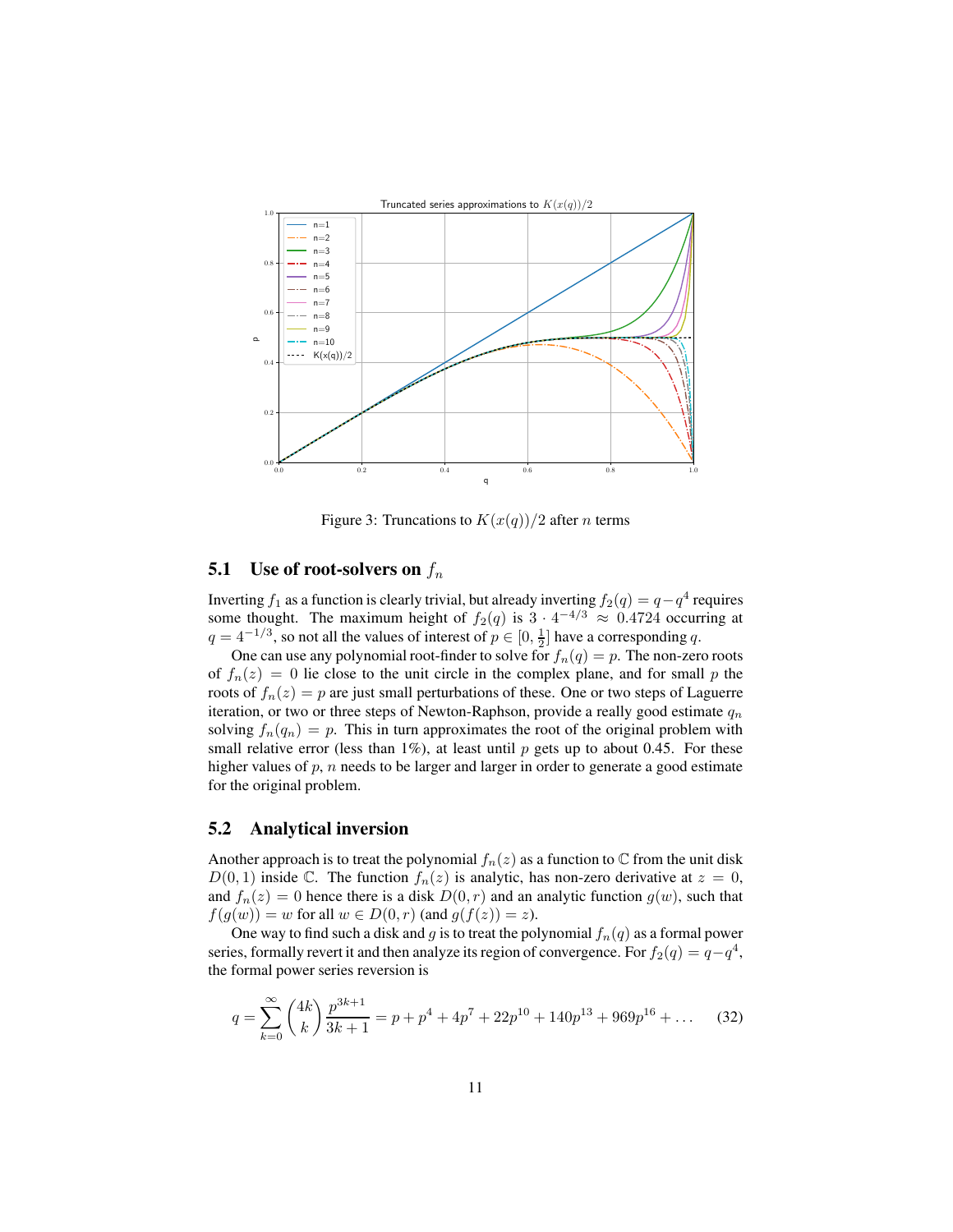Figure 3: Truncations to $K(x(q))/2$ after $n$ terms

### 5.1 Use of root-solvers on $f_n$

Inverting $f_1$ as a function is clearly trivial, but already inverting $f_2(q) = q - q^4$ requires some thought. The maximum height of $f_2(q)$ is $3 \cdot 4^{-4/3} \approx 0.4724$ occurring at $q = 4^{-1/3}$, so not all the values of interest of $p \in [0, \frac{1}{2}]$ have a corresponding $q$.

One can use any polynomial root-finder to solve for $f_n(q) = p$. The non-zero roots of $f_n(z) = 0$ lie close to the unit circle in the complex plane, and for small $p$ the roots of $f_n(z) = p$ are just small perturbations of these. One or two steps of Laguerre iteration, or two or three steps of Newton-Raphson, provide a really good estimate $q_n$ solving $f_n(q_n) = p$. This in turn approximates the root of the original problem with small relative error (less than 1%), at least until $p$ gets up to about 0.45. For these higher values of $p$, $n$ needs to be larger and larger in order to generate a good estimate for the original problem.

### 5.2 Analytical inversion

Another approach is to treat the polynomial $f_n(z)$ as a function to $\mathbb{C}$ from the unit disk $D(0, 1)$ inside $\mathbb{C}$. The function $f_n(z)$ is analytic, has non-zero derivative at $z = 0$, and $f_n(z) = 0$ hence there is a disk $D(0, r)$ and an analytic function $g(w)$, such that $f(g(w)) = w$ for all $w \in D(0, r)$ (and $g(f(z)) = z$).

One way to find such a disk and $g$ is to treat the polynomial $f_n(q)$ as a formal power series, formally revert it and then analyze its region of convergence. For $f_2(q) = q - q^4$, the formal power series reversion is

$$q = \sum_{k=0}^{\infty} \binom{4k}{k} \frac{p^{3k+1}}{3k+1} = p + p^4 + 4p^7 + 22p^{10} + 140p^{13} + 969p^{16} + \dots \tag{32}$$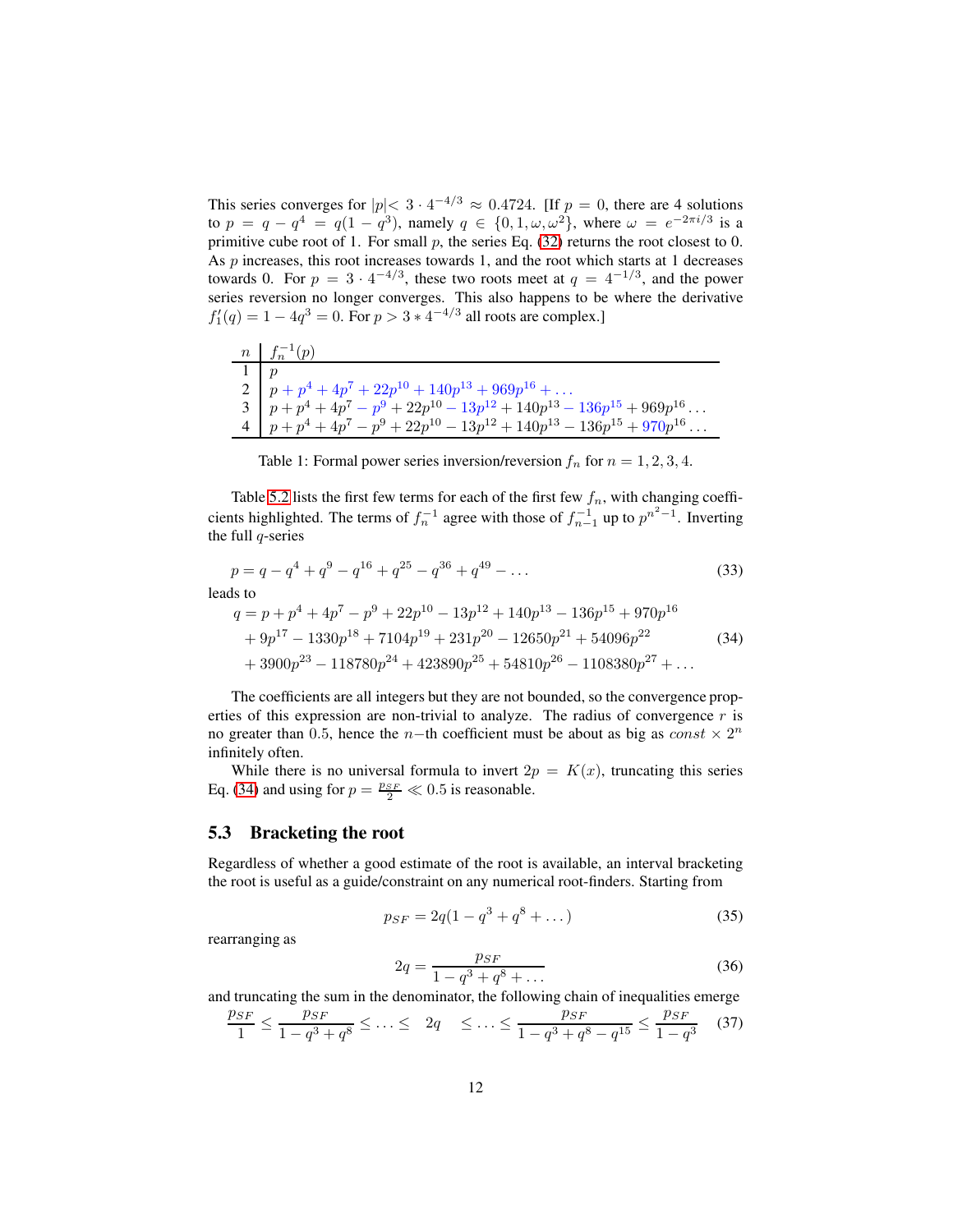This series converges for $|p| < 3 \cdot 4^{-4/3} \approx 0.4724$. [If $p = 0$, there are 4 solutions to $p = q - q^4 = q(1 - q^3)$, namely $q \in \{0, 1, \omega, \omega^2\}$, where $\omega = e^{-2\pi i/3}$ is a primitive cube root of 1. For small $p$, the series Eq. (32) returns the root closest to 0. As $p$ increases, this root increases towards 1, and the root which starts at 1 decreases towards 0. For $p = 3 \cdot 4^{-4/3}$, these two roots meet at $q = 4^{-1/3}$, and the power series reversion no longer converges. This also happens to be where the derivative $f_1'(q) = 1 - 4q^3 = 0$. For $p > 3 * 4^{-4/3}$ all roots are complex.]

| $n$ | $f_n^{-1}(p)$ |
|---|---|
| 1 | $p$ |
| 2 | $p + p^4 + 4p^7 + 22p^{10} + 140p^{13} + 969p^{16} + \ldots$ |
| 3 | $p + p^4 + 4p^7 - p^9 + 22p^{10} - 13p^{12} + 140p^{13} - 136p^{15} + 969p^{16} \ldots$ |
| 4 | $p + p^4 + 4p^7 - p^9 + 22p^{10} - 13p^{12} + 140p^{13} - 136p^{15} + 970p^{16} \ldots$ |

Table 1: Formal power series inversion/reversion $f_n$ for $n = 1, 2, 3, 4$.

Table 5.2 lists the first few terms for each of the first few $f_n$, with changing coefficients highlighted. The terms of $f_n^{-1}$ agree with those of $f_{n-1}^{-1}$ up to $p^{n^2-1}$. Inverting the full $q$-series

$$p = q - q^4 + q^9 - q^{16} + q^{25} - q^{36} + q^{49} - \ldots \tag{33}$$

leads to

$$\begin{aligned} q = &\, p + p^4 + 4p^7 - p^9 + 22p^{10} - 13p^{12} + 140p^{13} - 136p^{15} + 970p^{16} \\ &+ 9p^{17} - 1330p^{18} + 7104p^{19} + 231p^{20} - 12650p^{21} + 54096p^{22} \\ &+ 3900p^{23} - 118780p^{24} + 423890p^{25} + 54810p^{26} - 1108380p^{27} + \ldots \end{aligned} \tag{34}$$

The coefficients are all integers but they are not bounded, so the convergence properties of this expression are non-trivial to analyze. The radius of convergence $r$ is no greater than 0.5, hence the $n$−th coefficient must be about as big as $const \times 2^n$ infinitely often.

While there is no universal formula to invert $2p = K(x)$, truncating this series Eq. (34) and using for $p = \frac{p_{SF}}{2} \ll 0.5$ is reasonable.

## 5.3 Bracketing the root

Regardless of whether a good estimate of the root is available, an interval bracketing the root is useful as a guide/constraint on any numerical root-finders. Starting from

$$p_{SF} = 2q(1 - q^3 + q^8 + \ldots) \tag{35}$$

rearranging as

$$2q = \frac{p_{SF}}{1 - q^3 + q^8 + \ldots} \tag{36}$$

and truncating the sum in the denominator, the following chain of inequalities emerge

$$\frac{p_{SF}}{1} \leq \frac{p_{SF}}{1 - q^3 + q^8} \leq \ldots \leq \quad 2q \quad \leq \ldots \leq \frac{p_{SF}}{1 - q^3 + q^8 - q^{15}} \leq \frac{p_{SF}}{1 - q^3} \tag{37}$$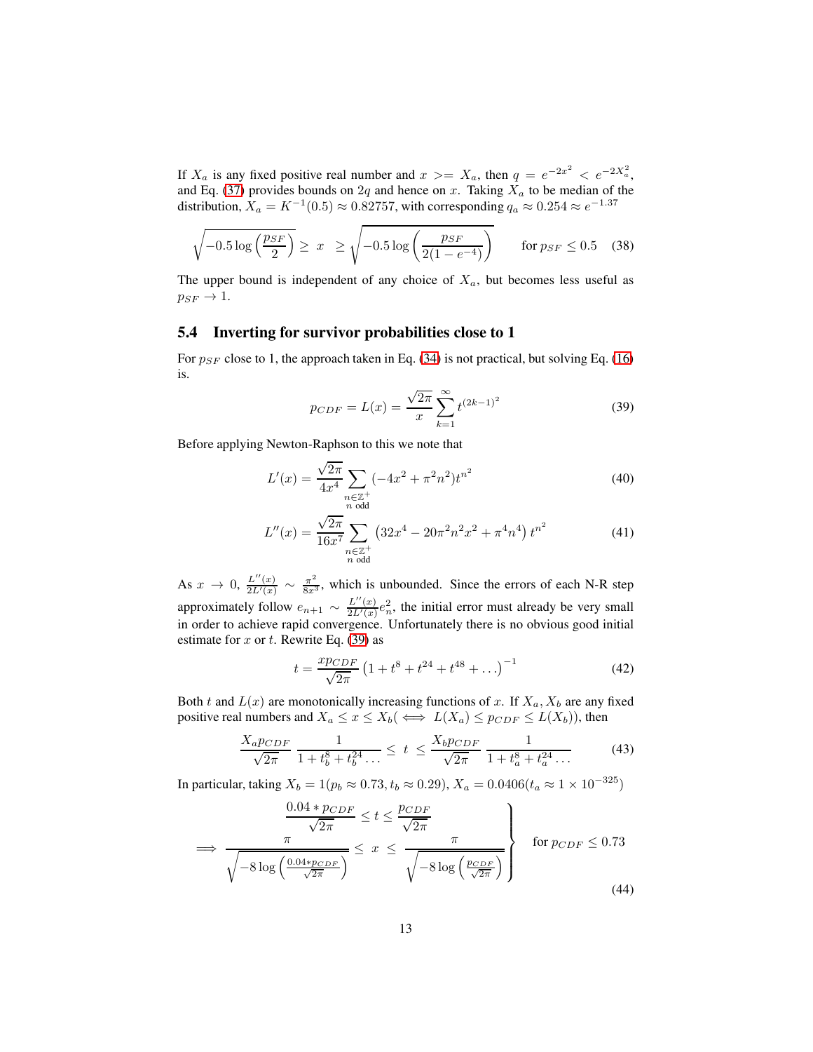If $X_a$ is any fixed positive real number and $x >= X_a$, then $q = e^{-2x^2} < e^{-2X_a^2}$, and Eq. (37) provides bounds on $2q$ and hence on $x$. Taking $X_a$ to be median of the distribution, $X_a = K^{-1}(0.5) \approx 0.82757$, with corresponding $q_a \approx 0.254 \approx e^{-1.37}$

$$\sqrt{-0.5 \log\left(\frac{p_{SF}}{2}\right)} \geq \ x \ \ \geq \sqrt{-0.5 \log\left(\frac{p_{SF}}{2(1-e^{-4})}\right)} \qquad \text{for } p_{SF} \leq 0.5 \tag{38}$$

The upper bound is independent of any choice of $X_a$, but becomes less useful as $p_{SF} \to 1$.

### 5.4 Inverting for survivor probabilities close to 1

For $p_{SF}$ close to 1, the approach taken in Eq. (34) is not practical, but solving Eq. (16) is.

$$p_{CDF} = L(x) = \frac{\sqrt{2\pi}}{x} \sum_{k=1}^{\infty} t^{(2k-1)^2} \tag{39}$$

Before applying Newton-Raphson to this we note that

$$L'(x) = \frac{\sqrt{2\pi}}{4x^4} \sum_{\substack{n \in \mathbb{Z}^+ \\ n \text{ odd}}} (-4x^2 + \pi^2 n^2) t^{n^2} \tag{40}$$

$$L''(x) = \frac{\sqrt{2\pi}}{16x^7} \sum_{\substack{n \in \mathbb{Z}^+ \\ n \text{ odd}}} \left(32x^4 - 20\pi^2 n^2 x^2 + \pi^4 n^4\right) t^{n^2} \tag{41}$$

As $x \to 0$, $\frac{L''(x)}{2L'(x)} \sim \frac{\pi^2}{8x^3}$, which is unbounded. Since the errors of each N-R step approximately follow $e_{n+1} \sim \frac{L''(x)}{2L'(x)} e_n^2$, the initial error must already be very small in order to achieve rapid convergence. Unfortunately there is no obvious good initial estimate for $x$ or $t$. Rewrite Eq. (39) as

$$t = \frac{x p_{CDF}}{\sqrt{2\pi}} \left(1 + t^8 + t^{24} + t^{48} + \ldots\right)^{-1} \tag{42}$$

Both $t$ and $L(x)$ are monotonically increasing functions of $x$. If $X_a, X_b$ are any fixed positive real numbers and $X_a \leq x \leq X_b (\iff L(X_a) \leq p_{CDF} \leq L(X_b))$, then

$$\frac{X_a p_{CDF}}{\sqrt{2\pi}} \frac{1}{1 + t_b^8 + t_b^{24} \ldots} \leq \ t \ \leq \frac{X_b p_{CDF}}{\sqrt{2\pi}} \frac{1}{1 + t_a^8 + t_a^{24} \ldots} \tag{43}$$

In particular, taking $X_b = 1 (p_b \approx 0.73, t_b \approx 0.29)$, $X_a = 0.0406 (t_a \approx 1 \times 10^{-325})$

$$\left.\begin{aligned} \frac{0.04 * p_{CDF}}{\sqrt{2\pi}} \leq t \leq \frac{p_{CDF}}{\sqrt{2\pi}} \\ \implies \frac{\pi}{\sqrt{-8 \log\left(\frac{0.04 * p_{CDF}}{\sqrt{2\pi}}\right)}} \leq \ x \ \leq \frac{\pi}{\sqrt{-8 \log\left(\frac{p_{CDF}}{\sqrt{2\pi}}\right)}} \end{aligned}\right\} \quad \text{for } p_{CDF} \leq 0.73 \tag{44}$$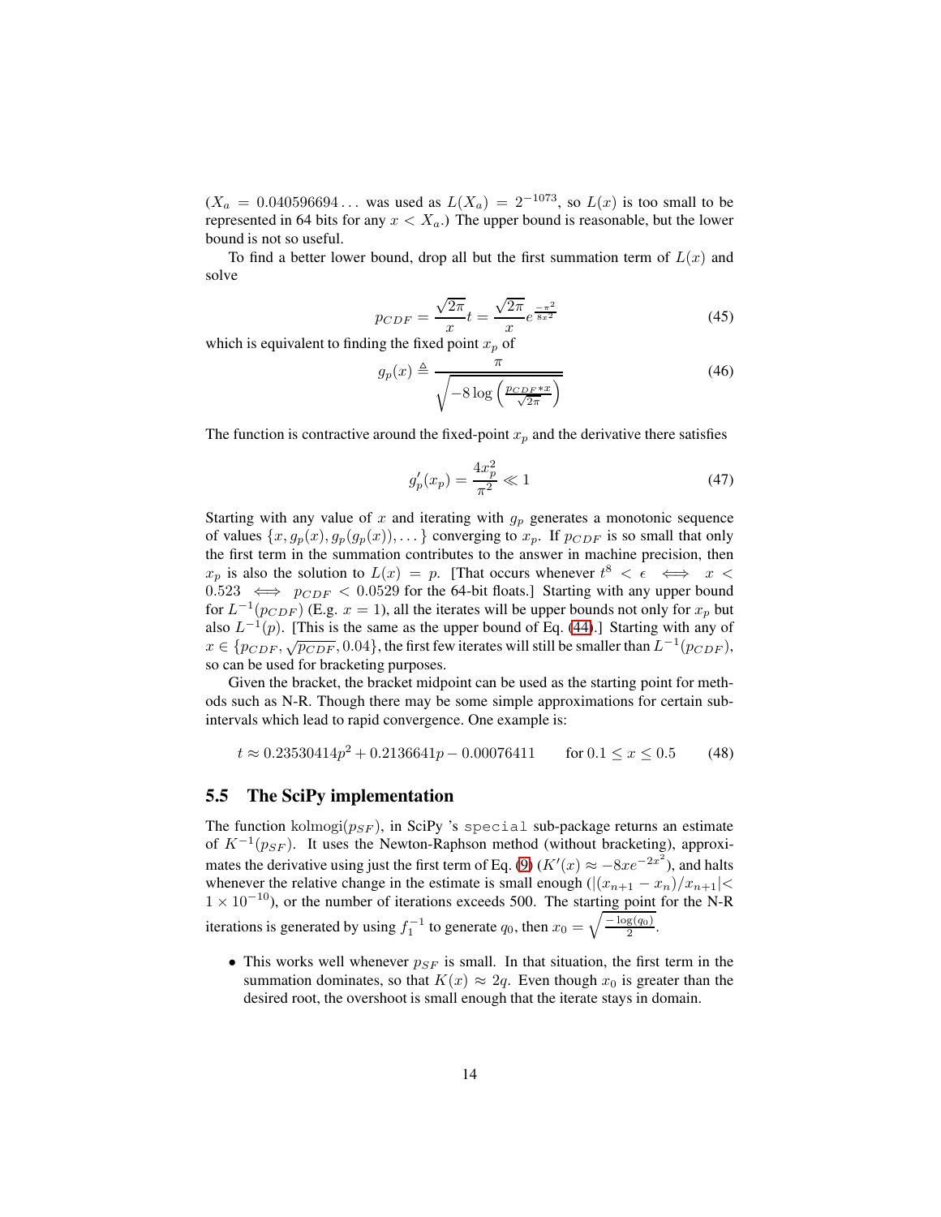($X_a = 0.040596694\ldots$ was used as $L(X_a) = 2^{-1073}$, so $L(x)$ is too small to be represented in 64 bits for any $x < X_a$.) The upper bound is reasonable, but the lower bound is not so useful.

To find a better lower bound, drop all but the first summation term of $L(x)$ and solve

$$p_{CDF} = \frac{\sqrt{2\pi}}{x} t = \frac{\sqrt{2\pi}}{x} e^{\frac{-\pi^2}{8x^2}} \tag{45}$$

which is equivalent to finding the fixed point $x_p$ of

$$g_p(x) \triangleq \frac{\pi}{\sqrt{-8 \log\left(\frac{p_{CDF} * x}{\sqrt{2\pi}}\right)}} \tag{46}$$

The function is contractive around the fixed-point $x_p$ and the derivative there satisfies

$$g_p'(x_p) = \frac{4x_p^2}{\pi^2} \ll 1 \tag{47}$$

Starting with any value of $x$ and iterating with $g_p$ generates a monotonic sequence of values $\{x, g_p(x), g_p(g_p(x)), \ldots\}$ converging to $x_p$. If $p_{CDF}$ is so small that only the first term in the summation contributes to the answer in machine precision, then $x_p$ is also the solution to $L(x) = p$. [That occurs whenever $t^8 < \epsilon \iff x < 0.523 \iff p_{CDF} < 0.0529$ for the 64-bit floats.] Starting with any upper bound for $L^{-1}(p_{CDF})$ (E.g. $x = 1$), all the iterates will be upper bounds not only for $x_p$ but also $L^{-1}(p)$. [This is the same as the upper bound of Eq. (44).] Starting with any of $x \in \{p_{CDF}, \sqrt{p_{CDF}}, 0.04\}$, the first few iterates will still be smaller than $L^{-1}(p_{CDF})$, so can be used for bracketing purposes.

Given the bracket, the bracket midpoint can be used as the starting point for methods such as N-R. Though there may be some simple approximations for certain subintervals which lead to rapid convergence. One example is:

$$t \approx 0.23530414p^2 + 0.2136641p - 0.00076411 \qquad \text{for } 0.1 \leq x \leq 0.5 \tag{48}$$

## 5.5 The SciPy implementation

The function $\mathrm{kolmogi}(p_{SF})$, in SciPy 's `special` sub-package returns an estimate of $K^{-1}(p_{SF})$. It uses the Newton-Raphson method (without bracketing), approximates the derivative using just the first term of Eq. (9) ($K'(x) \approx -8xe^{-2x^2}$), and halts whenever the relative change in the estimate is small enough ($|(x_{n+1} - x_n)/x_{n+1}| < 1 \times 10^{-10}$), or the number of iterations exceeds 500. The starting point for the N-R iterations is generated by using $f_1^{-1}$ to generate $q_0$, then $x_0 = \sqrt{\frac{-\log(q_0)}{2}}$.

- This works well whenever $p_{SF}$ is small. In that situation, the first term in the summation dominates, so that $K(x) \approx 2q$. Even though $x_0$ is greater than the desired root, the overshoot is small enough that the iterate stays in domain.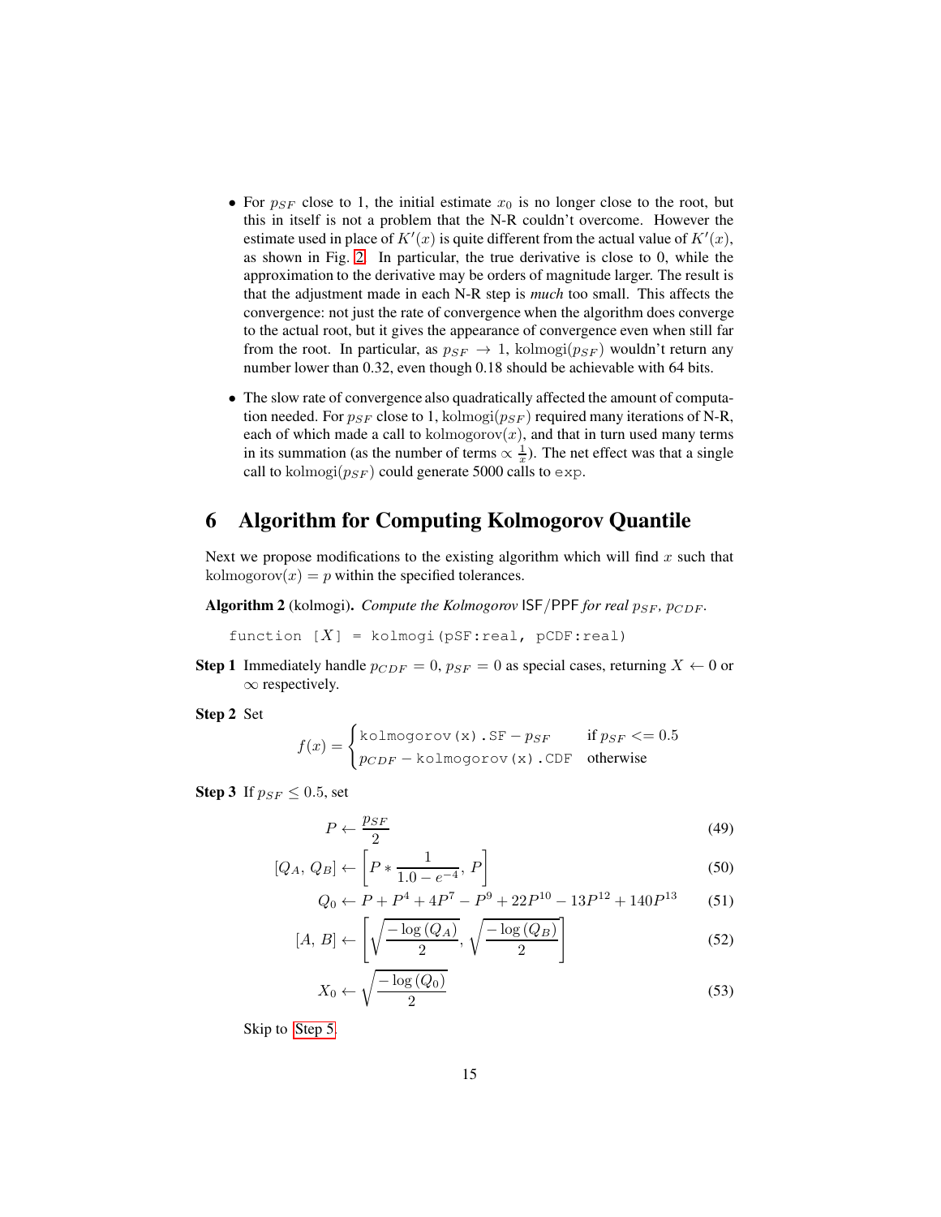- For $p_{SF}$ close to 1, the initial estimate $x_0$ is no longer close to the root, but this in itself is not a problem that the N-R couldn't overcome. However the estimate used in place of $K'(x)$ is quite different from the actual value of $K'(x)$, as shown in Fig. 2. In particular, the true derivative is close to 0, while the approximation to the derivative may be orders of magnitude larger. The result is that the adjustment made in each N-R step is *much* too small. This affects the convergence: not just the rate of convergence when the algorithm does converge to the actual root, but it gives the appearance of convergence even when still far from the root. In particular, as $p_{SF} \to 1$, $\text{kolmogi}(p_{SF})$ wouldn't return any number lower than 0.32, even though 0.18 should be achievable with 64 bits.

- The slow rate of convergence also quadratically affected the amount of computation needed. For $p_{SF}$ close to 1, $\text{kolmogi}(p_{SF})$ required many iterations of N-R, each of which made a call to $\text{kolmogorov}(x)$, and that in turn used many terms in its summation (as the number of terms $\propto \frac{1}{x}$). The net effect was that a single call to $\text{kolmogi}(p_{SF})$ could generate 5000 calls to `exp`.

## 6 Algorithm for Computing Kolmogorov Quantile

Next we propose modifications to the existing algorithm which will find $x$ such that $\text{kolmogorov}(x) = p$ within the specified tolerances.

**Algorithm 2** (kolmogi)**.** *Compute the Kolmogorov* ISF/PPF *for real* $p_{SF}$*,* $p_{CDF}$*.*

```
function [X] = kolmogi(pSF:real, pCDF:real)
```

**Step 1** Immediately handle $p_{CDF} = 0$, $p_{SF} = 0$ as special cases, returning $X \leftarrow 0$ or $\infty$ respectively.

**Step 2** Set

$$f(x) = \begin{cases} \texttt{kolmogorov(x).SF} - p_{SF} & \text{if } p_{SF} <= 0.5 \\ p_{CDF} - \texttt{kolmogorov(x).CDF} & \text{otherwise} \end{cases}$$

**Step 3** If $p_{SF} \leq 0.5$, set

$$P \leftarrow \frac{p_{SF}}{2} \tag{49}$$

$$[Q_A,\, Q_B] \leftarrow \left[P * \frac{1}{1.0 - e^{-4}},\, P\right] \tag{50}$$

$$Q_0 \leftarrow P + P^4 + 4P^7 - P^9 + 22P^{10} - 13P^{12} + 140P^{13} \tag{51}$$

$$[A,\, B] \leftarrow \left[\sqrt{\frac{-\log(Q_A)}{2}},\, \sqrt{\frac{-\log(Q_B)}{2}}\right] \tag{52}$$

$$X_0 \leftarrow \sqrt{\frac{-\log(Q_0)}{2}} \tag{53}$$

Skip to Step 5.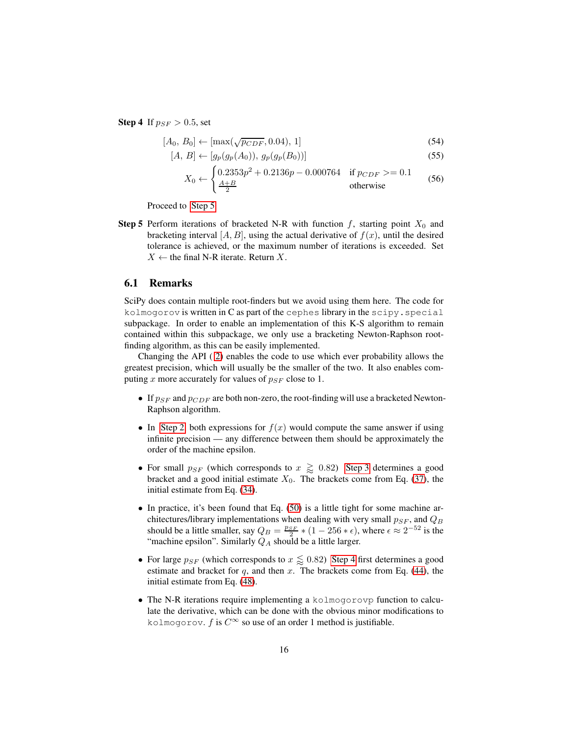**Step 4** If $p_{SF} > 0.5$, set

$$[A_0,\, B_0] \leftarrow [\max(\sqrt{p_{CDF}}, 0.04),\, 1] \tag{54}$$

$$[A,\, B] \leftarrow [g_p(g_p(A_0)),\, g_p(g_p(B_0))] \tag{55}$$

$$X_0 \leftarrow \begin{cases} 0.2353p^2 + 0.2136p - 0.000764 & \text{if } p_{CDF} >= 0.1 \\ \frac{A+B}{2} & \text{otherwise} \end{cases} \tag{56}$$

Proceed to Step 5

**Step 5** Perform iterations of bracketed N-R with function $f$, starting point $X_0$ and bracketing interval $[A, B]$, using the actual derivative of $f(x)$, until the desired tolerance is achieved, or the maximum number of iterations is exceeded. Set $X \leftarrow$ the final N-R iterate. Return $X$.

## 6.1 Remarks

SciPy does contain multiple root-finders but we avoid using them here. The code for `kolmogorov` is written in C as part of the `cephes` library in the `scipy.special` subpackage. In order to enable an implementation of this K-S algorithm to remain contained within this subpackage, we only use a bracketing Newton-Raphson root-finding algorithm, as this can be easily implemented.

Changing the API (2) enables the code to use which ever probability allows the greatest precision, which will usually be the smaller of the two. It also enables computing $x$ more accurately for values of $p_{SF}$ close to 1.

- If $p_{SF}$ and $p_{CDF}$ are both non-zero, the root-finding will use a bracketed Newton-Raphson algorithm.
- In Step 2, both expressions for $f(x)$ would compute the same answer if using infinite precision — any difference between them should be approximately the order of the machine epsilon.
- For small $p_{SF}$ (which corresponds to $x \gtrapprox 0.82$) Step 3 determines a good bracket and a good initial estimate $X_0$. The brackets come from Eq. (37), the initial estimate from Eq. (34).
- In practice, it's been found that Eq. (50) is a little tight for some machine architectures/library implementations when dealing with very small $p_{SF}$, and $Q_B$ should be a little smaller, say $Q_B = \frac{p_{SF}}{2} * (1 - 256 * \epsilon)$, where $\epsilon \approx 2^{-52}$ is the "machine epsilon". Similarly $Q_A$ should be a little larger.
- For large $p_{SF}$ (which corresponds to $x \lessapprox 0.82$) Step 4 first determines a good estimate and bracket for $q$, and then $x$. The brackets come from Eq. (44), the initial estimate from Eq. (48).
- The N-R iterations require implementing a `kolmogorovp` function to calculate the derivative, which can be done with the obvious minor modifications to `kolmogorov`. $f$ is $C^\infty$ so use of an order 1 method is justifiable.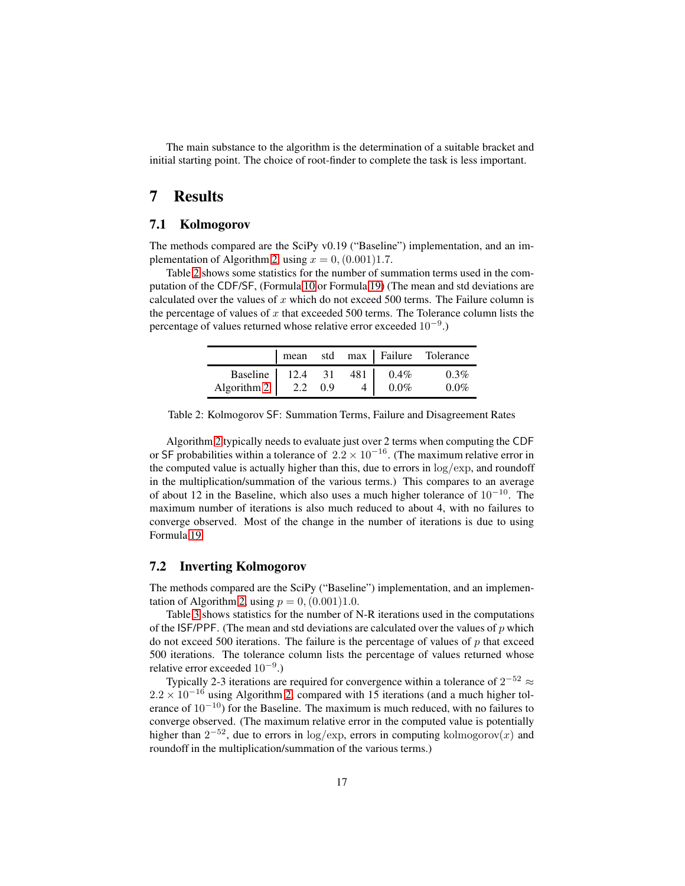The main substance to the algorithm is the determination of a suitable bracket and initial starting point. The choice of root-finder to complete the task is less important.

# 7 Results

## 7.1 Kolmogorov

The methods compared are the SciPy v0.19 ("Baseline") implementation, and an implementation of Algorithm 2, using $x = 0, (0.001)1.7$.

Table 2 shows some statistics for the number of summation terms used in the computation of the CDF/SF, (Formula 10 or Formula 19) (The mean and std deviations are calculated over the values of $x$ which do not exceed 500 terms. The Failure column is the percentage of values of $x$ that exceeded 500 terms. The Tolerance column lists the percentage of values returned whose relative error exceeded $10^{-9}$.)

| | mean | std | max | Failure | Tolerance |
|---|---|---|---|---|---|
| Baseline | 12.4 | 31 | 481 | 0.4% | 0.3% |
| Algorithm 2 | 2.2 | 0.9 | 4 | 0.0% | 0.0% |

Table 2: Kolmogorov SF: Summation Terms, Failure and Disagreement Rates

Algorithm 2 typically needs to evaluate just over 2 terms when computing the CDF or SF probabilities within a tolerance of $2.2 \times 10^{-16}$. (The maximum relative error in the computed value is actually higher than this, due to errors in $\log/\exp$, and roundoff in the multiplication/summation of the various terms.) This compares to an average of about 12 in the Baseline, which also uses a much higher tolerance of $10^{-10}$. The maximum number of iterations is also much reduced to about 4, with no failures to converge observed. Most of the change in the number of iterations is due to using Formula 19.

## 7.2 Inverting Kolmogorov

The methods compared are the SciPy ("Baseline") implementation, and an implementation of Algorithm 2, using $p = 0, (0.001)1.0$.

Table 3 shows statistics for the number of N-R iterations used in the computations of the ISF/PPF. (The mean and std deviations are calculated over the values of $p$ which do not exceed 500 iterations. The failure is the percentage of values of $p$ that exceed 500 iterations. The tolerance column lists the percentage of values returned whose relative error exceeded $10^{-9}$.)

Typically 2-3 iterations are required for convergence within a tolerance of $2^{-52} \approx 2.2 \times 10^{-16}$ using Algorithm 2, compared with 15 iterations (and a much higher tolerance of $10^{-10}$) for the Baseline. The maximum is much reduced, with no failures to converge observed. (The maximum relative error in the computed value is potentially higher than $2^{-52}$, due to errors in $\log/\exp$, errors in computing $\mathrm{kolmogorov}(x)$ and roundoff in the multiplication/summation of the various terms.)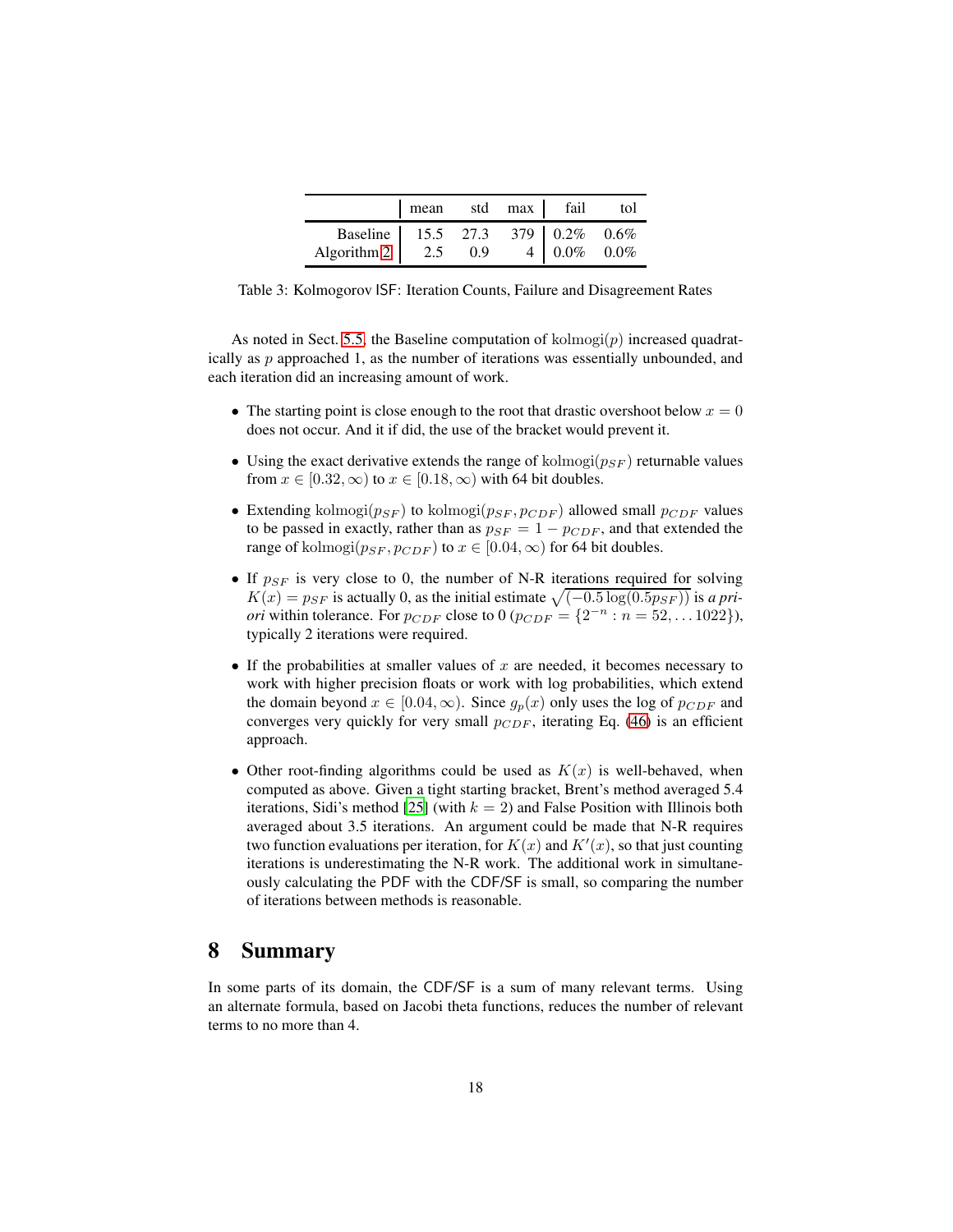|  | mean | std | max | fail | tol |
|---|---|---|---|---|---|
| Baseline | 15.5 | 27.3 | 379 | 0.2% | 0.6% |
| Algorithm 2 | 2.5 | 0.9 | 4 | 0.0% | 0.0% |

Table 3: Kolmogorov ISF: Iteration Counts, Failure and Disagreement Rates

As noted in Sect. 5.5, the Baseline computation of $\mathrm{kolmogi}(p)$ increased quadratically as $p$ approached 1, as the number of iterations was essentially unbounded, and each iteration did an increasing amount of work.

- The starting point is close enough to the root that drastic overshoot below $x = 0$ does not occur. And it if did, the use of the bracket would prevent it.
- Using the exact derivative extends the range of $\mathrm{kolmogi}(p_{SF})$ returnable values from $x \in [0.32, \infty)$ to $x \in [0.18, \infty)$ with 64 bit doubles.
- Extending $\mathrm{kolmogi}(p_{SF})$ to $\mathrm{kolmogi}(p_{SF}, p_{CDF})$ allowed small $p_{CDF}$ values to be passed in exactly, rather than as $p_{SF} = 1 - p_{CDF}$, and that extended the range of $\mathrm{kolmogi}(p_{SF}, p_{CDF})$ to $x \in [0.04, \infty)$ for 64 bit doubles.
- If $p_{SF}$ is very close to 0, the number of N-R iterations required for solving $K(x) = p_{SF}$ is actually 0, as the initial estimate $\sqrt{(-0.5 \log(0.5 p_{SF}))}$ is *a priori* within tolerance. For $p_{CDF}$ close to 0 ($p_{CDF} = \{2^{-n} : n = 52, \ldots 1022\}$), typically 2 iterations were required.
- If the probabilities at smaller values of $x$ are needed, it becomes necessary to work with higher precision floats or work with log probabilities, which extend the domain beyond $x \in [0.04, \infty)$. Since $g_p(x)$ only uses the log of $p_{CDF}$ and converges very quickly for very small $p_{CDF}$, iterating Eq. (46) is an efficient approach.
- Other root-finding algorithms could be used as $K(x)$ is well-behaved, when computed as above. Given a tight starting bracket, Brent's method averaged 5.4 iterations, Sidi's method [25] (with $k = 2$) and False Position with Illinois both averaged about 3.5 iterations. An argument could be made that N-R requires two function evaluations per iteration, for $K(x)$ and $K'(x)$, so that just counting iterations is underestimating the N-R work. The additional work in simultaneously calculating the PDF with the CDF/SF is small, so comparing the number of iterations between methods is reasonable.

# 8 Summary

In some parts of its domain, the CDF/SF is a sum of many relevant terms. Using an alternate formula, based on Jacobi theta functions, reduces the number of relevant terms to no more than 4.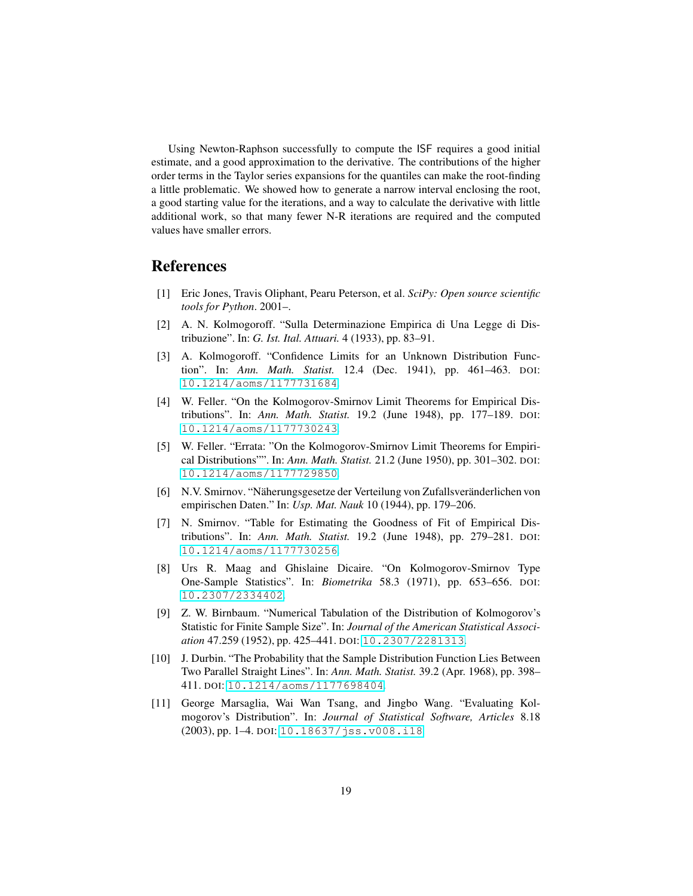Using Newton-Raphson successfully to compute the ISF requires a good initial estimate, and a good approximation to the derivative. The contributions of the higher order terms in the Taylor series expansions for the quantiles can make the root-finding a little problematic. We showed how to generate a narrow interval enclosing the root, a good starting value for the iterations, and a way to calculate the derivative with little additional work, so that many fewer N-R iterations are required and the computed values have smaller errors.

## References

[1] Eric Jones, Travis Oliphant, Pearu Peterson, et al. *SciPy: Open source scientific tools for Python*. 2001–.

[2] A. N. Kolmogoroff. "Sulla Determinazione Empirica di Una Legge di Distribuzione". In: *G. Ist. Ital. Attuari.* 4 (1933), pp. 83–91.

[3] A. Kolmogoroff. "Confidence Limits for an Unknown Distribution Function". In: *Ann. Math. Statist.* 12.4 (Dec. 1941), pp. 461–463. DOI: 10.1214/aoms/1177731684.

[4] W. Feller. "On the Kolmogorov-Smirnov Limit Theorems for Empirical Distributions". In: *Ann. Math. Statist.* 19.2 (June 1948), pp. 177–189. DOI: 10.1214/aoms/1177730243.

[5] W. Feller. "Errata: "On the Kolmogorov-Smirnov Limit Theorems for Empirical Distributions"". In: *Ann. Math. Statist.* 21.2 (June 1950), pp. 301–302. DOI: 10.1214/aoms/1177729850.

[6] N.V. Smirnov. "Näherungsgesetze der Verteilung von Zufallsveränderlichen von empirischen Daten." In: *Usp. Mat. Nauk* 10 (1944), pp. 179–206.

[7] N. Smirnov. "Table for Estimating the Goodness of Fit of Empirical Distributions". In: *Ann. Math. Statist.* 19.2 (June 1948), pp. 279–281. DOI: 10.1214/aoms/1177730256.

[8] Urs R. Maag and Ghislaine Dicaire. "On Kolmogorov-Smirnov Type One-Sample Statistics". In: *Biometrika* 58.3 (1971), pp. 653–656. DOI: 10.2307/2334402.

[9] Z. W. Birnbaum. "Numerical Tabulation of the Distribution of Kolmogorov's Statistic for Finite Sample Size". In: *Journal of the American Statistical Association* 47.259 (1952), pp. 425–441. DOI: 10.2307/2281313.

[10] J. Durbin. "The Probability that the Sample Distribution Function Lies Between Two Parallel Straight Lines". In: *Ann. Math. Statist.* 39.2 (Apr. 1968), pp. 398–411. DOI: 10.1214/aoms/1177698404.

[11] George Marsaglia, Wai Wan Tsang, and Jingbo Wang. "Evaluating Kolmogorov's Distribution". In: *Journal of Statistical Software, Articles* 8.18 (2003), pp. 1–4. DOI: 10.18637/jss.v008.i18.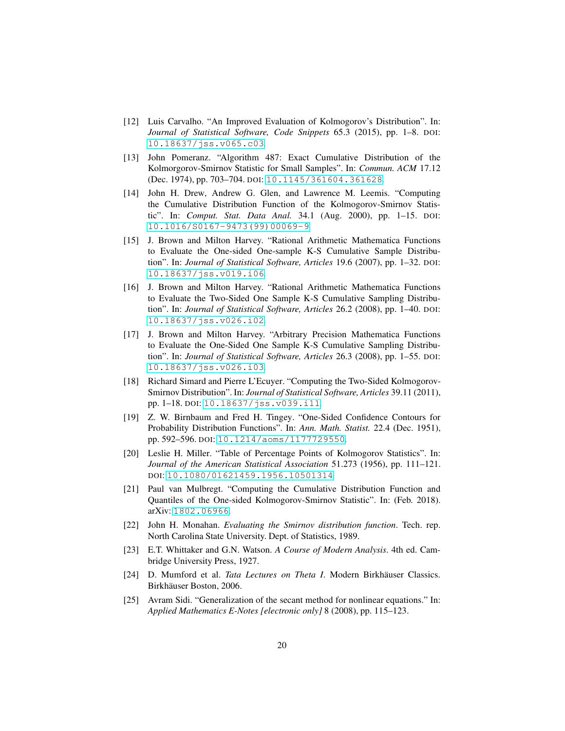[12] Luis Carvalho. “An Improved Evaluation of Kolmogorov’s Distribution”. In: *Journal of Statistical Software, Code Snippets* 65.3 (2015), pp. 1–8. DOI: 10.18637/jss.v065.c03.

[13] John Pomeranz. “Algorithm 487: Exact Cumulative Distribution of the Kolmorgorov-Smirnov Statistic for Small Samples”. In: *Commun. ACM* 17.12 (Dec. 1974), pp. 703–704. DOI: 10.1145/361604.361628.

[14] John H. Drew, Andrew G. Glen, and Lawrence M. Leemis. “Computing the Cumulative Distribution Function of the Kolmogorov-Smirnov Statistic”. In: *Comput. Stat. Data Anal.* 34.1 (Aug. 2000), pp. 1–15. DOI: 10.1016/S0167-9473(99)00069-9.

[15] J. Brown and Milton Harvey. “Rational Arithmetic Mathematica Functions to Evaluate the One-sided One-sample K-S Cumulative Sample Distribution”. In: *Journal of Statistical Software, Articles* 19.6 (2007), pp. 1–32. DOI: 10.18637/jss.v019.i06.

[16] J. Brown and Milton Harvey. “Rational Arithmetic Mathematica Functions to Evaluate the Two-Sided One Sample K-S Cumulative Sampling Distribution”. In: *Journal of Statistical Software, Articles* 26.2 (2008), pp. 1–40. DOI: 10.18637/jss.v026.i02.

[17] J. Brown and Milton Harvey. “Arbitrary Precision Mathematica Functions to Evaluate the One-Sided One Sample K-S Cumulative Sampling Distribution”. In: *Journal of Statistical Software, Articles* 26.3 (2008), pp. 1–55. DOI: 10.18637/jss.v026.i03.

[18] Richard Simard and Pierre L’Ecuyer. “Computing the Two-Sided Kolmogorov-Smirnov Distribution”. In: *Journal of Statistical Software, Articles* 39.11 (2011), pp. 1–18. DOI: 10.18637/jss.v039.i11.

[19] Z. W. Birnbaum and Fred H. Tingey. “One-Sided Confidence Contours for Probability Distribution Functions”. In: *Ann. Math. Statist.* 22.4 (Dec. 1951), pp. 592–596. DOI: 10.1214/aoms/1177729550.

[20] Leslie H. Miller. “Table of Percentage Points of Kolmogorov Statistics”. In: *Journal of the American Statistical Association* 51.273 (1956), pp. 111–121. DOI: 10.1080/01621459.1956.10501314.

[21] Paul van Mulbregt. “Computing the Cumulative Distribution Function and Quantiles of the One-sided Kolmogorov-Smirnov Statistic”. In: (Feb. 2018). arXiv: 1802.06966.

[22] John H. Monahan. *Evaluating the Smirnov distribution function*. Tech. rep. North Carolina State University. Dept. of Statistics, 1989.

[23] E.T. Whittaker and G.N. Watson. *A Course of Modern Analysis*. 4th ed. Cambridge University Press, 1927.

[24] D. Mumford et al. *Tata Lectures on Theta I*. Modern Birkhäuser Classics. Birkhäuser Boston, 2006.

[25] Avram Sidi. “Generalization of the secant method for nonlinear equations.” In: *Applied Mathematics E-Notes [electronic only]* 8 (2008), pp. 115–123.